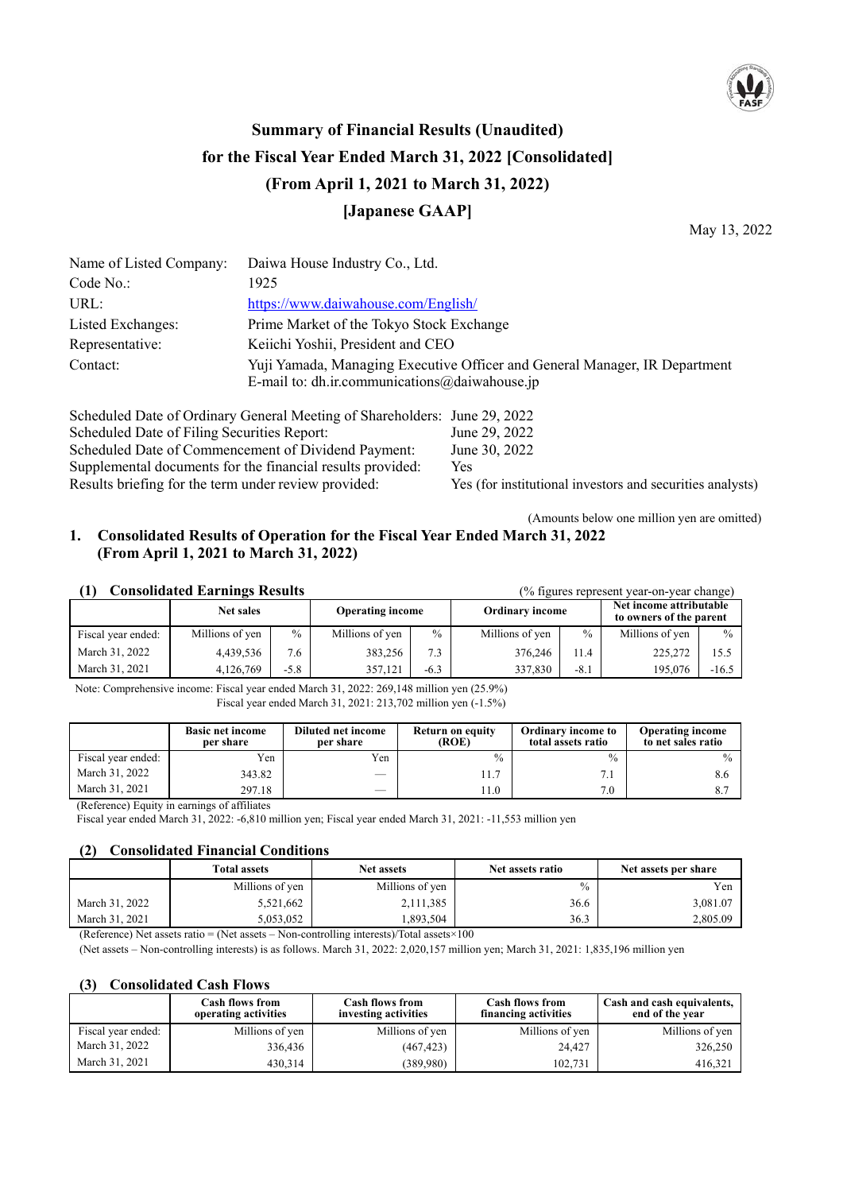# Summary of Financial Results (Unaudited) for the Fiscal Year Ended March 31, 2022 [Consolidated] (From April 1, 2021 to March 31, 2022) [Japanese GAAP]

May 13, 2022

| | |
|---|---|
| Name of Listed Company: | Daiwa House Industry Co., Ltd. |
| Code No.: | 1925 |
| URL: | https://www.daiwahouse.com/English/ |
| Listed Exchanges: | Prime Market of the Tokyo Stock Exchange |
| Representative: | Keiichi Yoshii, President and CEO |
| Contact: | Yuji Yamada, Managing Executive Officer and General Manager, IR Department<br>E-mail to: dh.ir.communications@daiwahouse.jp |

| | |
|---|---|
| Scheduled Date of Ordinary General Meeting of Shareholders: | June 29, 2022 |
| Scheduled Date of Filing Securities Report: | June 29, 2022 |
| Scheduled Date of Commencement of Dividend Payment: | June 30, 2022 |
| Supplemental documents for the financial results provided: | Yes |
| Results briefing for the term under review provided: | Yes (for institutional investors and securities analysts) |

(Amounts below one million yen are omitted)

## 1. Consolidated Results of Operation for the Fiscal Year Ended March 31, 2022 (From April 1, 2021 to March 31, 2022)

### (1) Consolidated Earnings Results

(% figures represent year-on-year change)

| | Net sales | | Operating income | | Ordinary income | | Net income attributable to owners of the parent | |
|---|---|---|---|---|---|---|---|---|
| Fiscal year ended: | Millions of yen | % | Millions of yen | % | Millions of yen | % | Millions of yen | % |
| March 31, 2022 | 4,439,536 | 7.6 | 383,256 | 7.3 | 376,246 | 11.4 | 225,272 | 15.5 |
| March 31, 2021 | 4,126,769 | -5.8 | 357,121 | -6.3 | 337,830 | -8.1 | 195,076 | -16.5 |

Note: Comprehensive income: Fiscal year ended March 31, 2022: 269,148 million yen (25.9%)
Fiscal year ended March 31, 2021: 213,702 million yen (-1.5%)

| | Basic net income per share | Diluted net income per share | Return on equity (ROE) | Ordinary income to total assets ratio | Operating income to net sales ratio |
|---|---|---|---|---|---|
| Fiscal year ended: | Yen | Yen | % | % | % |
| March 31, 2022 | 343.82 | — | 11.7 | 7.1 | 8.6 |
| March 31, 2021 | 297.18 | — | 11.0 | 7.0 | 8.7 |

(Reference) Equity in earnings of affiliates
Fiscal year ended March 31, 2022: -6,810 million yen; Fiscal year ended March 31, 2021: -11,553 million yen

### (2) Consolidated Financial Conditions

| | Total assets | Net assets | Net assets ratio | Net assets per share |
|---|---|---|---|---|
| | Millions of yen | Millions of yen | % | Yen |
| March 31, 2022 | 5,521,662 | 2,111,385 | 36.6 | 3,081.07 |
| March 31, 2021 | 5,053,052 | 1,893,504 | 36.3 | 2,805.09 |

(Reference) Net assets ratio = (Net assets – Non-controlling interests)/Total assets×100

(Net assets – Non-controlling interests) is as follows. March 31, 2022: 2,020,157 million yen; March 31, 2021: 1,835,196 million yen

### (3) Consolidated Cash Flows

| | Cash flows from operating activities | Cash flows from investing activities | Cash flows from financing activities | Cash and cash equivalents, end of the year |
|---|---|---|---|---|
| Fiscal year ended: | Millions of yen | Millions of yen | Millions of yen | Millions of yen |
| March 31, 2022 | 336,436 | (467,423) | 24,427 | 326,250 |
| March 31, 2021 | 430,314 | (389,980) | 102,731 | 416,321 |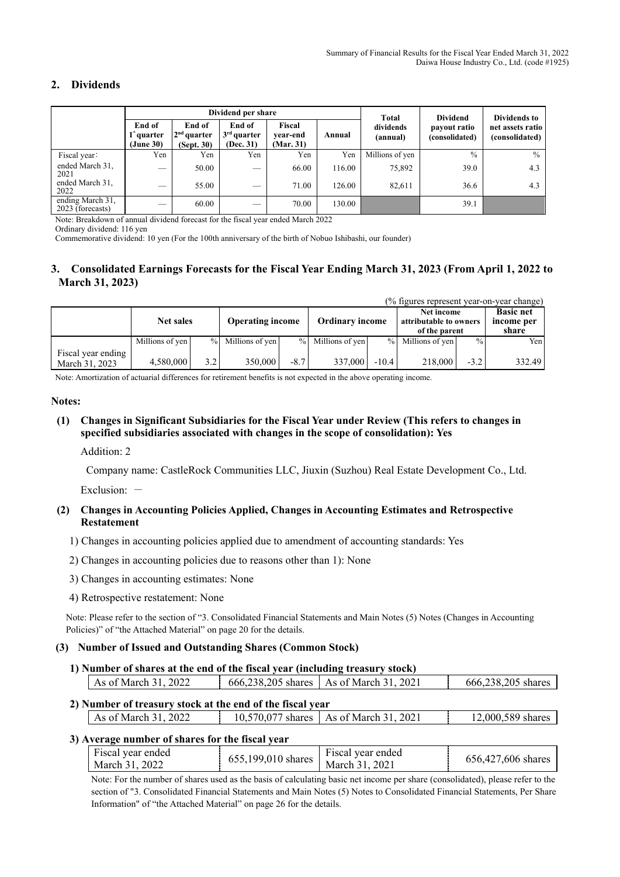## 2. Dividends

| | Dividend per share | | | | | Total dividends (annual) | Dividend payout ratio (consolidated) | Dividends to net assets ratio (consolidated) |
|---|---|---|---|---|---|---|---|---|
| | End of 1st quarter (June 30) | End of 2nd quarter (Sept. 30) | End of 3rd quarter (Dec. 31) | Fiscal year-end (Mar. 31) | Annual | | | |
| Fiscal year: | Yen | Yen | Yen | Yen | Yen | Millions of yen | % | % |
| ended March 31, 2021 | — | 50.00 | — | 66.00 | 116.00 | 75,892 | 39.0 | 4.3 |
| ended March 31, 2022 | — | 55.00 | — | 71.00 | 126.00 | 82,611 | 36.6 | 4.3 |
| ending March 31, 2023 (forecasts) | — | 60.00 | — | 70.00 | 130.00 | | 39.1 | |

Note: Breakdown of annual dividend forecast for the fiscal year ended March 2022

Ordinary dividend: 116 yen

Commemorative dividend: 10 yen (For the 100th anniversary of the birth of Nobuo Ishibashi, our founder)

## 3. Consolidated Earnings Forecasts for the Fiscal Year Ending March 31, 2023 (From April 1, 2022 to March 31, 2023)

(% figures represent year-on-year change)

| | Net sales | | Operating income | | Ordinary income | | Net income attributable to owners of the parent | | Basic net income per share |
|---|---|---|---|---|---|---|---|---|---|
| | Millions of yen | % | Millions of yen | % | Millions of yen | % | Millions of yen | % | Yen |
| Fiscal year ending March 31, 2023 | 4,580,000 | 3.2 | 350,000 | -8.7 | 337,000 | -10.4 | 218,000 | -3.2 | 332.49 |

Note: Amortization of actuarial differences for retirement benefits is not expected in the above operating income.

**Notes:**

**(1) Changes in Significant Subsidiaries for the Fiscal Year under Review (This refers to changes in specified subsidiaries associated with changes in the scope of consolidation): Yes**

Addition: 2

Company name: CastleRock Communities LLC, Jiuxin (Suzhou) Real Estate Development Co., Ltd.

Exclusion: －

**(2) Changes in Accounting Policies Applied, Changes in Accounting Estimates and Retrospective Restatement**

1) Changes in accounting policies applied due to amendment of accounting standards: Yes

2) Changes in accounting policies due to reasons other than 1): None

3) Changes in accounting estimates: None

4) Retrospective restatement: None

Note: Please refer to the section of "3. Consolidated Financial Statements and Main Notes (5) Notes (Changes in Accounting Policies)" of "the Attached Material" on page 20 for the details.

**(3) Number of Issued and Outstanding Shares (Common Stock)**

**1) Number of shares at the end of the fiscal year (including treasury stock)**

| As of March 31, 2022 | 666,238,205 shares | As of March 31, 2021 | 666,238,205 shares |
|---|---|---|---|

**2) Number of treasury stock at the end of the fiscal year**

| As of March 31, 2022 | 10,570,077 shares | As of March 31, 2021 | 12,000,589 shares |
|---|---|---|---|

**3) Average number of shares for the fiscal year**

| Fiscal year ended March 31, 2022 | 655,199,010 shares | Fiscal year ended March 31, 2021 | 656,427,606 shares |
|---|---|---|---|

Note: For the number of shares used as the basis of calculating basic net income per share (consolidated), please refer to the section of "3. Consolidated Financial Statements and Main Notes (5) Notes to Consolidated Financial Statements, Per Share Information" of "the Attached Material" on page 26 for the details.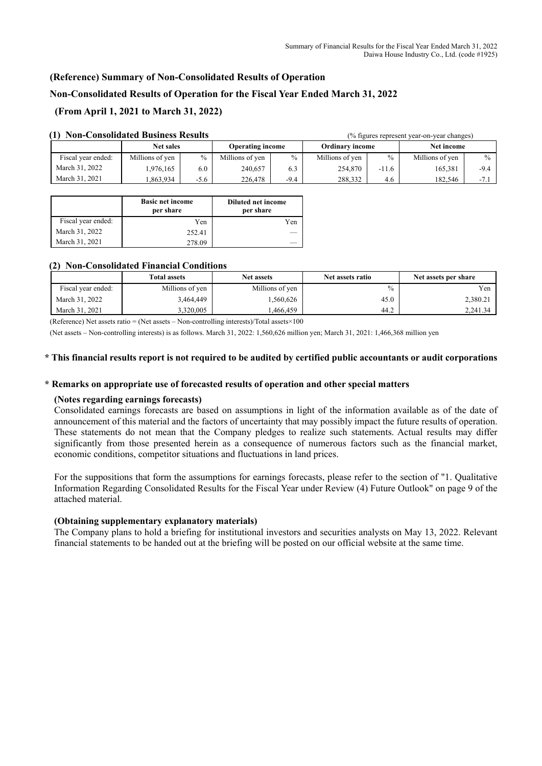## (Reference) Summary of Non-Consolidated Results of Operation

## Non-Consolidated Results of Operation for the Fiscal Year Ended March 31, 2022

### (From April 1, 2021 to March 31, 2022)

#### (1) Non-Consolidated Business Results

(% figures represent year-on-year changes)

| | Net sales | | Operating income | | Ordinary income | | Net income | |
|---|---|---|---|---|---|---|---|---|
| Fiscal year ended: | Millions of yen | % | Millions of yen | % | Millions of yen | % | Millions of yen | % |
| March 31, 2022 | 1,976,165 | 6.0 | 240,657 | 6.3 | 254,870 | -11.6 | 165,381 | -9.4 |
| March 31, 2021 | 1,863,934 | -5.6 | 226,478 | -9.4 | 288,332 | 4.6 | 182,546 | -7.1 |

| | Basic net income per share | Diluted net income per share |
|---|---|---|
| Fiscal year ended: | Yen | Yen |
| March 31, 2022 | 252.41 | — |
| March 31, 2021 | 278.09 | — |

#### (2) Non-Consolidated Financial Conditions

| | Total assets | Net assets | Net assets ratio | Net assets per share |
|---|---|---|---|---|
| Fiscal year ended: | Millions of yen | Millions of yen | % | Yen |
| March 31, 2022 | 3,464,449 | 1,560,626 | 45.0 | 2,380.21 |
| March 31, 2021 | 3,320,005 | 1,466,459 | 44.2 | 2,241.34 |

(Reference) Net assets ratio = (Net assets – Non-controlling interests)/Total assets×100

(Net assets – Non-controlling interests) is as follows. March 31, 2022: 1,560,626 million yen; March 31, 2021: 1,466,368 million yen

**\* This financial results report is not required to be audited by certified public accountants or audit corporations**

**\* Remarks on appropriate use of forecasted results of operation and other special matters**

**(Notes regarding earnings forecasts)**

Consolidated earnings forecasts are based on assumptions in light of the information available as of the date of announcement of this material and the factors of uncertainty that may possibly impact the future results of operation. These statements do not mean that the Company pledges to realize such statements. Actual results may differ significantly from those presented herein as a consequence of numerous factors such as the financial market, economic conditions, competitor situations and fluctuations in land prices.

For the suppositions that form the assumptions for earnings forecasts, please refer to the section of "1. Qualitative Information Regarding Consolidated Results for the Fiscal Year under Review (4) Future Outlook" on page 9 of the attached material.

**(Obtaining supplementary explanatory materials)**

The Company plans to hold a briefing for institutional investors and securities analysts on May 13, 2022. Relevant financial statements to be handed out at the briefing will be posted on our official website at the same time.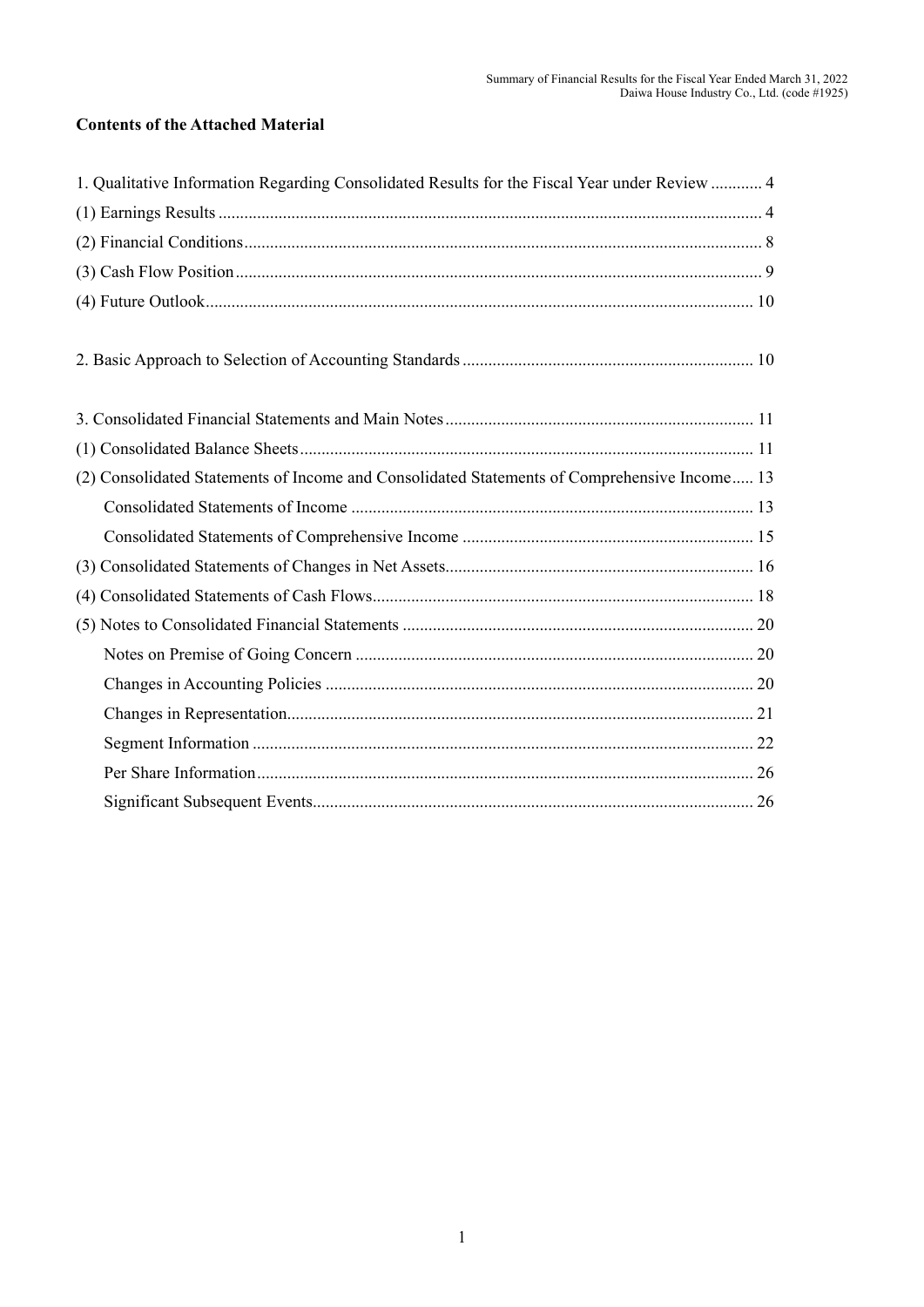## Contents of the Attached Material

1. Qualitative Information Regarding Consolidated Results for the Fiscal Year under Review ............ 4
   (1) Earnings Results ............................................................................................................. 4
   (2) Financial Conditions ....................................................................................................... 8
   (3) Cash Flow Position ......................................................................................................... 9
   (4) Future Outlook .............................................................................................................. 10

2. Basic Approach to Selection of Accounting Standards ................................................................... 10

3. Consolidated Financial Statements and Main Notes ....................................................................... 11
   (1) Consolidated Balance Sheets ........................................................................................ 11
   (2) Consolidated Statements of Income and Consolidated Statements of Comprehensive Income ..... 13
   - Consolidated Statements of Income ............................................................................. 13
   - Consolidated Statements of Comprehensive Income .................................................... 15

   (3) Consolidated Statements of Changes in Net Assets ....................................................... 16
   (4) Consolidated Statements of Cash Flows ........................................................................ 18
   (5) Notes to Consolidated Financial Statements ................................................................. 20
   - Notes on Premise of Going Concern ............................................................................ 20
   - Changes in Accounting Policies ................................................................................... 20
   - Changes in Representation ........................................................................................... 21
   - Segment Information .................................................................................................... 22
   - Per Share Information ................................................................................................... 26
   - Significant Subsequent Events ...................................................................................... 26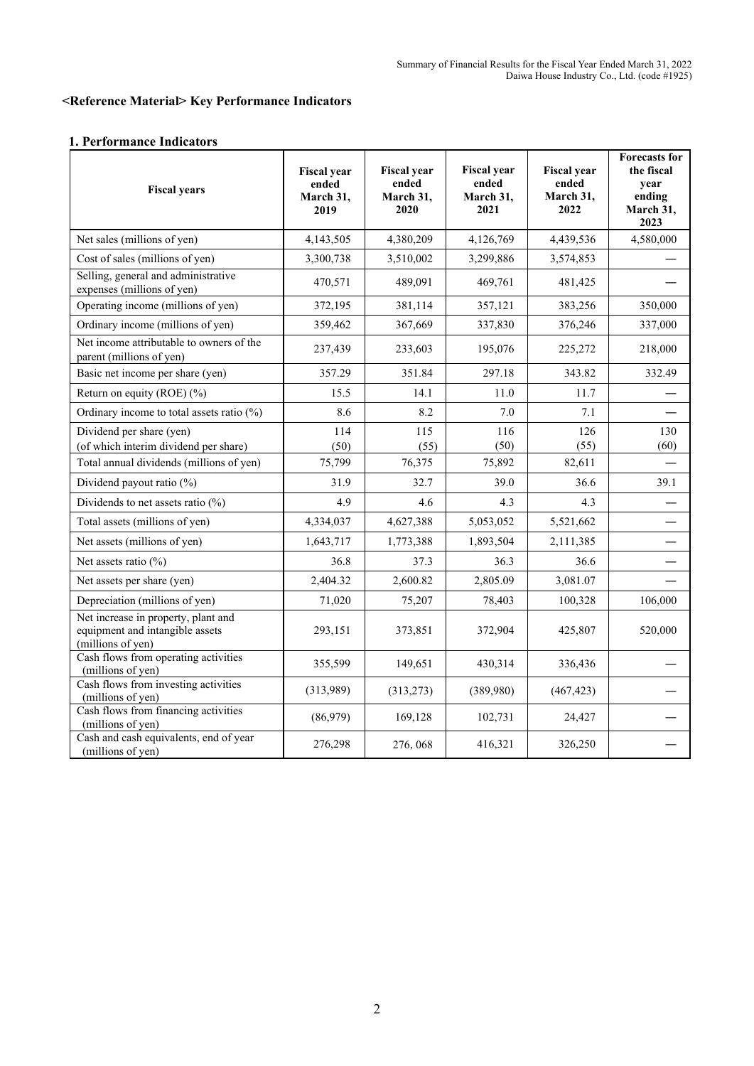## <Reference Material> Key Performance Indicators

### 1. Performance Indicators

| Fiscal years | Fiscal year ended March 31, 2019 | Fiscal year ended March 31, 2020 | Fiscal year ended March 31, 2021 | Fiscal year ended March 31, 2022 | Forecasts for the fiscal year ending March 31, 2023 |
|---|---|---|---|---|---|
| Net sales (millions of yen) | 4,143,505 | 4,380,209 | 4,126,769 | 4,439,536 | 4,580,000 |
| Cost of sales (millions of yen) | 3,300,738 | 3,510,002 | 3,299,886 | 3,574,853 | — |
| Selling, general and administrative expenses (millions of yen) | 470,571 | 489,091 | 469,761 | 481,425 | — |
| Operating income (millions of yen) | 372,195 | 381,114 | 357,121 | 383,256 | 350,000 |
| Ordinary income (millions of yen) | 359,462 | 367,669 | 337,830 | 376,246 | 337,000 |
| Net income attributable to owners of the parent (millions of yen) | 237,439 | 233,603 | 195,076 | 225,272 | 218,000 |
| Basic net income per share (yen) | 357.29 | 351.84 | 297.18 | 343.82 | 332.49 |
| Return on equity (ROE) (%) | 15.5 | 14.1 | 11.0 | 11.7 | — |
| Ordinary income to total assets ratio (%) | 8.6 | 8.2 | 7.0 | 7.1 | — |
| Dividend per share (yen)<br>(of which interim dividend per share) | 114<br>(50) | 115<br>(55) | 116<br>(50) | 126<br>(55) | 130<br>(60) |
| Total annual dividends (millions of yen) | 75,799 | 76,375 | 75,892 | 82,611 | — |
| Dividend payout ratio (%) | 31.9 | 32.7 | 39.0 | 36.6 | 39.1 |
| Dividends to net assets ratio (%) | 4.9 | 4.6 | 4.3 | 4.3 | — |
| Total assets (millions of yen) | 4,334,037 | 4,627,388 | 5,053,052 | 5,521,662 | — |
| Net assets (millions of yen) | 1,643,717 | 1,773,388 | 1,893,504 | 2,111,385 | — |
| Net assets ratio (%) | 36.8 | 37.3 | 36.3 | 36.6 | — |
| Net assets per share (yen) | 2,404.32 | 2,600.82 | 2,805.09 | 3,081.07 | — |
| Depreciation (millions of yen) | 71,020 | 75,207 | 78,403 | 100,328 | 106,000 |
| Net increase in property, plant and equipment and intangible assets (millions of yen) | 293,151 | 373,851 | 372,904 | 425,807 | 520,000 |
| Cash flows from operating activities (millions of yen) | 355,599 | 149,651 | 430,314 | 336,436 | — |
| Cash flows from investing activities (millions of yen) | (313,989) | (313,273) | (389,980) | (467,423) | — |
| Cash flows from financing activities (millions of yen) | (86,979) | 169,128 | 102,731 | 24,427 | — |
| Cash and cash equivalents, end of year (millions of yen) | 276,298 | 276, 068 | 416,321 | 326,250 | — |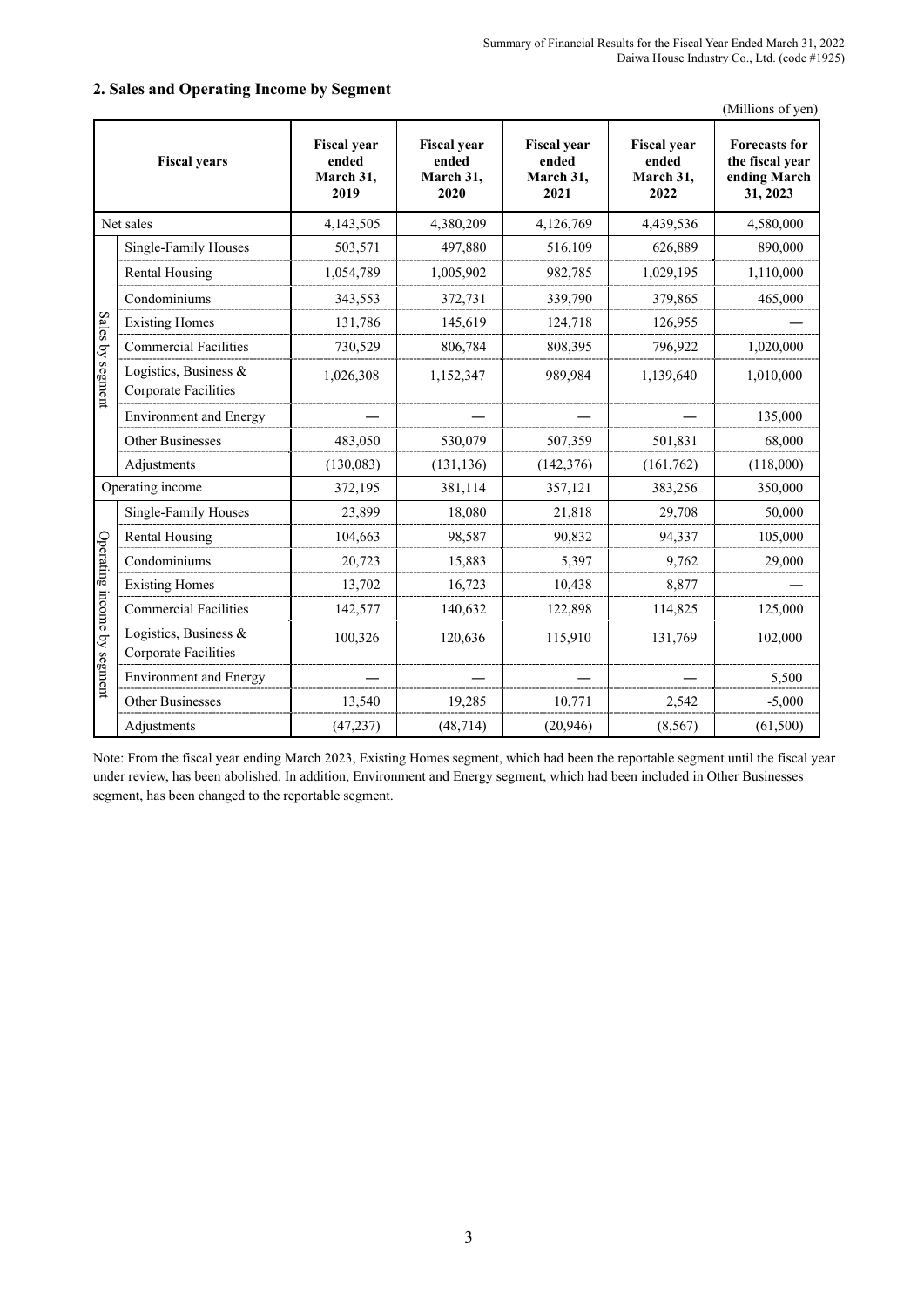## 2. Sales and Operating Income by Segment

(Millions of yen)

| Fiscal years | | Fiscal year ended March 31, 2019 | Fiscal year ended March 31, 2020 | Fiscal year ended March 31, 2021 | Fiscal year ended March 31, 2022 | Forecasts for the fiscal year ending March 31, 2023 |
|---|---|---|---|---|---|---|
| Net sales | | 4,143,505 | 4,380,209 | 4,126,769 | 4,439,536 | 4,580,000 |
| Sales by segment | Single-Family Houses | 503,571 | 497,880 | 516,109 | 626,889 | 890,000 |
| | Rental Housing | 1,054,789 | 1,005,902 | 982,785 | 1,029,195 | 1,110,000 |
| | Condominiums | 343,553 | 372,731 | 339,790 | 379,865 | 465,000 |
| | Existing Homes | 131,786 | 145,619 | 124,718 | 126,955 | — |
| | Commercial Facilities | 730,529 | 806,784 | 808,395 | 796,922 | 1,020,000 |
| | Logistics, Business & Corporate Facilities | 1,026,308 | 1,152,347 | 989,984 | 1,139,640 | 1,010,000 |
| | Environment and Energy | — | — | — | — | 135,000 |
| | Other Businesses | 483,050 | 530,079 | 507,359 | 501,831 | 68,000 |
| | Adjustments | (130,083) | (131,136) | (142,376) | (161,762) | (118,000) |
| Operating income | | 372,195 | 381,114 | 357,121 | 383,256 | 350,000 |
| Operating income by segment | Single-Family Houses | 23,899 | 18,080 | 21,818 | 29,708 | 50,000 |
| | Rental Housing | 104,663 | 98,587 | 90,832 | 94,337 | 105,000 |
| | Condominiums | 20,723 | 15,883 | 5,397 | 9,762 | 29,000 |
| | Existing Homes | 13,702 | 16,723 | 10,438 | 8,877 | — |
| | Commercial Facilities | 142,577 | 140,632 | 122,898 | 114,825 | 125,000 |
| | Logistics, Business & Corporate Facilities | 100,326 | 120,636 | 115,910 | 131,769 | 102,000 |
| | Environment and Energy | — | — | — | — | 5,500 |
| | Other Businesses | 13,540 | 19,285 | 10,771 | 2,542 | -5,000 |
| | Adjustments | (47,237) | (48,714) | (20,946) | (8,567) | (61,500) |

Note: From the fiscal year ending March 2023, Existing Homes segment, which had been the reportable segment until the fiscal year under review, has been abolished. In addition, Environment and Energy segment, which had been included in Other Businesses segment, has been changed to the reportable segment.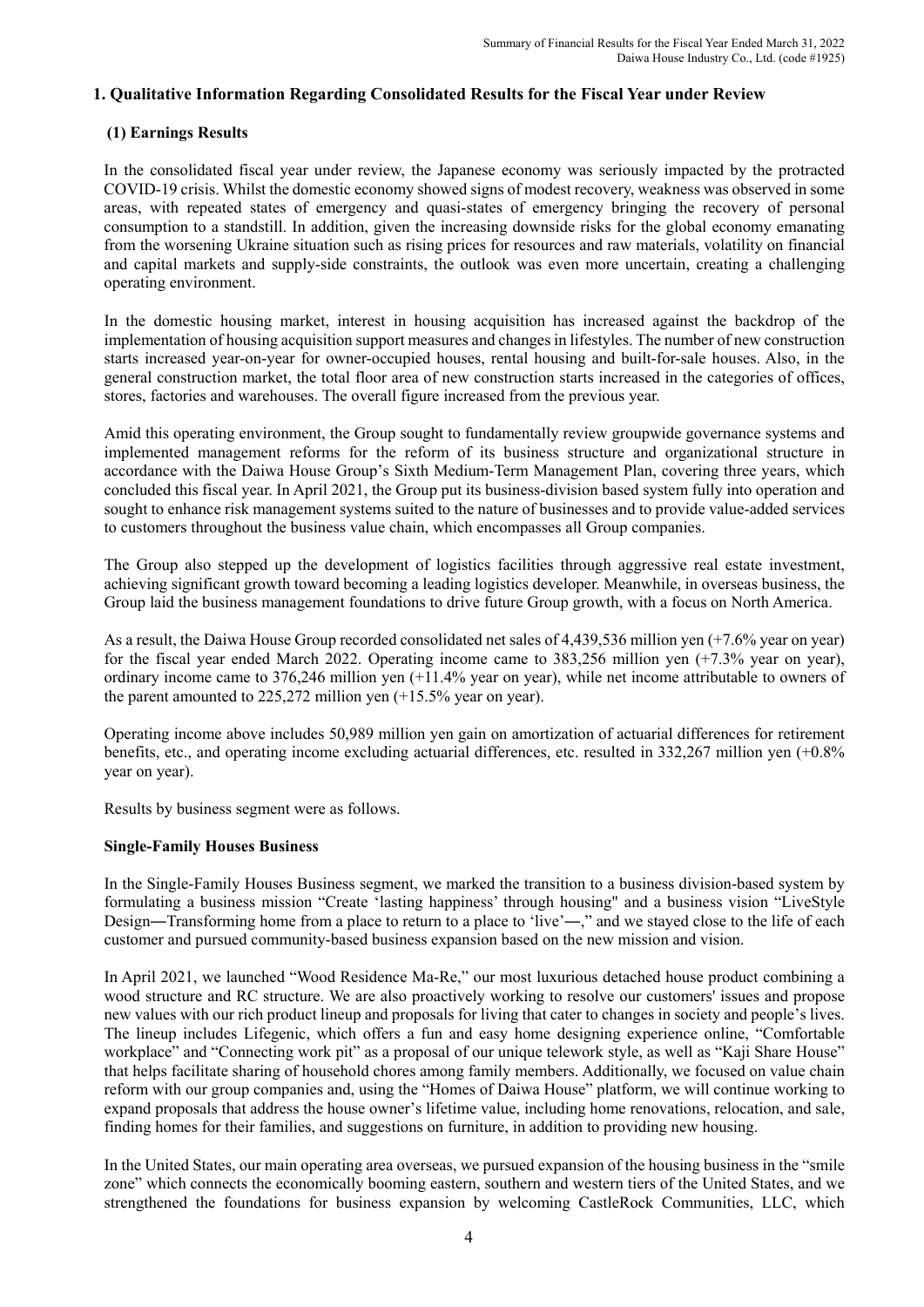## 1. Qualitative Information Regarding Consolidated Results for the Fiscal Year under Review

### (1) Earnings Results

In the consolidated fiscal year under review, the Japanese economy was seriously impacted by the protracted COVID-19 crisis. Whilst the domestic economy showed signs of modest recovery, weakness was observed in some areas, with repeated states of emergency and quasi-states of emergency bringing the recovery of personal consumption to a standstill. In addition, given the increasing downside risks for the global economy emanating from the worsening Ukraine situation such as rising prices for resources and raw materials, volatility on financial and capital markets and supply-side constraints, the outlook was even more uncertain, creating a challenging operating environment.

In the domestic housing market, interest in housing acquisition has increased against the backdrop of the implementation of housing acquisition support measures and changes in lifestyles. The number of new construction starts increased year-on-year for owner-occupied houses, rental housing and built-for-sale houses. Also, in the general construction market, the total floor area of new construction starts increased in the categories of offices, stores, factories and warehouses. The overall figure increased from the previous year.

Amid this operating environment, the Group sought to fundamentally review groupwide governance systems and implemented management reforms for the reform of its business structure and organizational structure in accordance with the Daiwa House Group's Sixth Medium-Term Management Plan, covering three years, which concluded this fiscal year. In April 2021, the Group put its business-division based system fully into operation and sought to enhance risk management systems suited to the nature of businesses and to provide value-added services to customers throughout the business value chain, which encompasses all Group companies.

The Group also stepped up the development of logistics facilities through aggressive real estate investment, achieving significant growth toward becoming a leading logistics developer. Meanwhile, in overseas business, the Group laid the business management foundations to drive future Group growth, with a focus on North America.

As a result, the Daiwa House Group recorded consolidated net sales of 4,439,536 million yen (+7.6% year on year) for the fiscal year ended March 2022. Operating income came to 383,256 million yen (+7.3% year on year), ordinary income came to 376,246 million yen (+11.4% year on year), while net income attributable to owners of the parent amounted to 225,272 million yen (+15.5% year on year).

Operating income above includes 50,989 million yen gain on amortization of actuarial differences for retirement benefits, etc., and operating income excluding actuarial differences, etc. resulted in 332,267 million yen (+0.8% year on year).

Results by business segment were as follows.

**Single-Family Houses Business**

In the Single-Family Houses Business segment, we marked the transition to a business division-based system by formulating a business mission "Create 'lasting happiness' through housing" and a business vision "LiveStyle Design―Transforming home from a place to return to a place to 'live'―," and we stayed close to the life of each customer and pursued community-based business expansion based on the new mission and vision.

In April 2021, we launched "Wood Residence Ma-Re," our most luxurious detached house product combining a wood structure and RC structure. We are also proactively working to resolve our customers' issues and propose new values with our rich product lineup and proposals for living that cater to changes in society and people's lives. The lineup includes Lifegenic, which offers a fun and easy home designing experience online, "Comfortable workplace" and "Connecting work pit" as a proposal of our unique telework style, as well as "Kaji Share House" that helps facilitate sharing of household chores among family members. Additionally, we focused on value chain reform with our group companies and, using the "Homes of Daiwa House" platform, we will continue working to expand proposals that address the house owner's lifetime value, including home renovations, relocation, and sale, finding homes for their families, and suggestions on furniture, in addition to providing new housing.

In the United States, our main operating area overseas, we pursued expansion of the housing business in the "smile zone" which connects the economically booming eastern, southern and western tiers of the United States, and we strengthened the foundations for business expansion by welcoming CastleRock Communities, LLC, which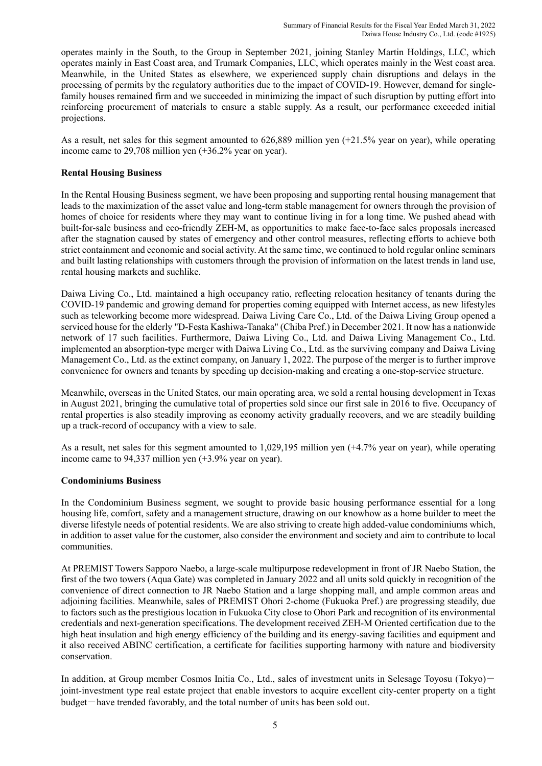operates mainly in the South, to the Group in September 2021, joining Stanley Martin Holdings, LLC, which operates mainly in East Coast area, and Trumark Companies, LLC, which operates mainly in the West coast area. Meanwhile, in the United States as elsewhere, we experienced supply chain disruptions and delays in the processing of permits by the regulatory authorities due to the impact of COVID-19. However, demand for single-family houses remained firm and we succeeded in minimizing the impact of such disruption by putting effort into reinforcing procurement of materials to ensure a stable supply. As a result, our performance exceeded initial projections.

As a result, net sales for this segment amounted to 626,889 million yen (+21.5% year on year), while operating income came to 29,708 million yen (+36.2% year on year).

**Rental Housing Business**

In the Rental Housing Business segment, we have been proposing and supporting rental housing management that leads to the maximization of the asset value and long-term stable management for owners through the provision of homes of choice for residents where they may want to continue living in for a long time. We pushed ahead with built-for-sale business and eco-friendly ZEH-M, as opportunities to make face-to-face sales proposals increased after the stagnation caused by states of emergency and other control measures, reflecting efforts to achieve both strict containment and economic and social activity. At the same time, we continued to hold regular online seminars and built lasting relationships with customers through the provision of information on the latest trends in land use, rental housing markets and suchlike.

Daiwa Living Co., Ltd. maintained a high occupancy ratio, reflecting relocation hesitancy of tenants during the COVID-19 pandemic and growing demand for properties coming equipped with Internet access, as new lifestyles such as teleworking become more widespread. Daiwa Living Care Co., Ltd. of the Daiwa Living Group opened a serviced house for the elderly "D-Festa Kashiwa-Tanaka" (Chiba Pref.) in December 2021. It now has a nationwide network of 17 such facilities. Furthermore, Daiwa Living Co., Ltd. and Daiwa Living Management Co., Ltd. implemented an absorption-type merger with Daiwa Living Co., Ltd. as the surviving company and Daiwa Living Management Co., Ltd. as the extinct company, on January 1, 2022. The purpose of the merger is to further improve convenience for owners and tenants by speeding up decision-making and creating a one-stop-service structure.

Meanwhile, overseas in the United States, our main operating area, we sold a rental housing development in Texas in August 2021, bringing the cumulative total of properties sold since our first sale in 2016 to five. Occupancy of rental properties is also steadily improving as economy activity gradually recovers, and we are steadily building up a track-record of occupancy with a view to sale.

As a result, net sales for this segment amounted to 1,029,195 million yen (+4.7% year on year), while operating income came to 94,337 million yen (+3.9% year on year).

**Condominiums Business**

In the Condominium Business segment, we sought to provide basic housing performance essential for a long housing life, comfort, safety and a management structure, drawing on our knowhow as a home builder to meet the diverse lifestyle needs of potential residents. We are also striving to create high added-value condominiums which, in addition to asset value for the customer, also consider the environment and society and aim to contribute to local communities.

At PREMIST Towers Sapporo Naebo, a large-scale multipurpose redevelopment in front of JR Naebo Station, the first of the two towers (Aqua Gate) was completed in January 2022 and all units sold quickly in recognition of the convenience of direct connection to JR Naebo Station and a large shopping mall, and ample common areas and adjoining facilities. Meanwhile, sales of PREMIST Ohori 2-chome (Fukuoka Pref.) are progressing steadily, due to factors such as the prestigious location in Fukuoka City close to Ohori Park and recognition of its environmental credentials and next-generation specifications. The development received ZEH-M Oriented certification due to the high heat insulation and high energy efficiency of the building and its energy-saving facilities and equipment and it also received ABINC certification, a certificate for facilities supporting harmony with nature and biodiversity conservation.

In addition, at Group member Cosmos Initia Co., Ltd., sales of investment units in Selesage Toyosu (Tokyo)－joint-investment type real estate project that enable investors to acquire excellent city-center property on a tight budget－have trended favorably, and the total number of units has been sold out.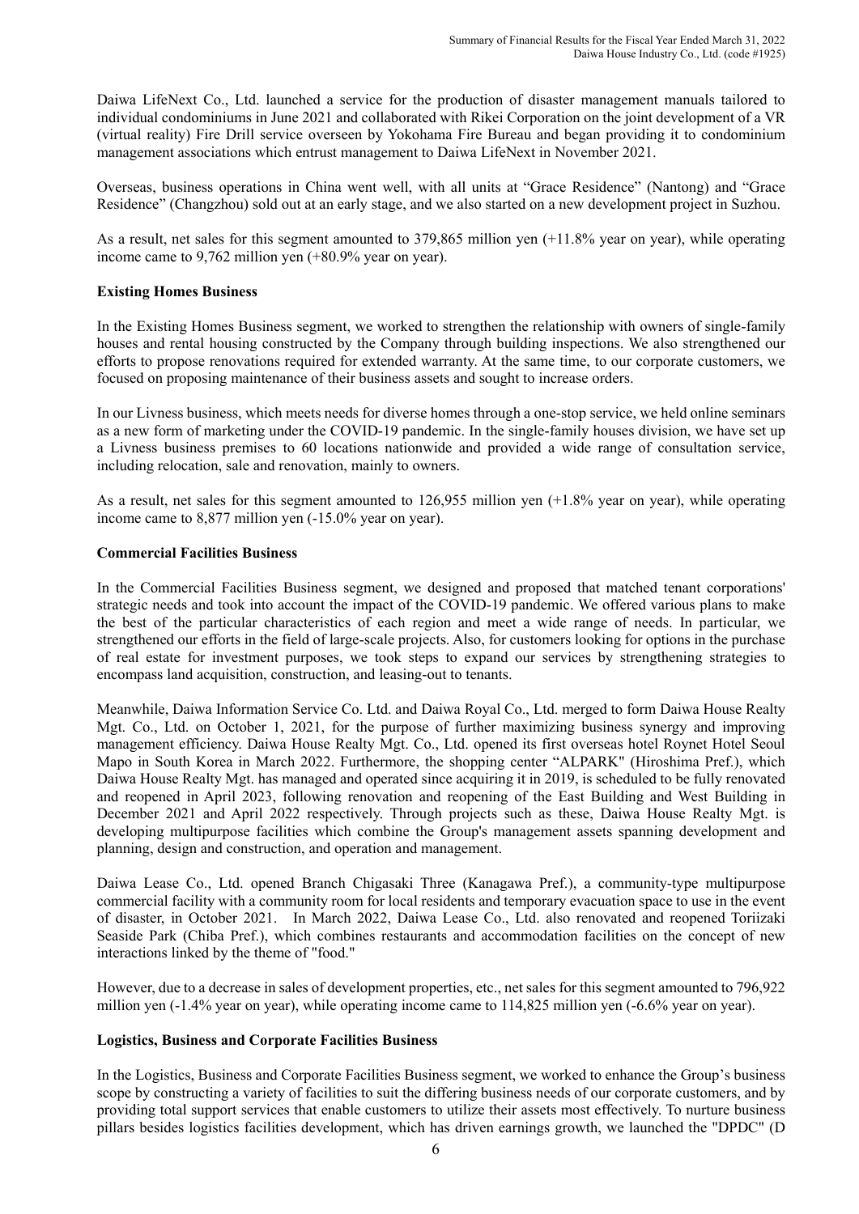Daiwa LifeNext Co., Ltd. launched a service for the production of disaster management manuals tailored to individual condominiums in June 2021 and collaborated with Rikei Corporation on the joint development of a VR (virtual reality) Fire Drill service overseen by Yokohama Fire Bureau and began providing it to condominium management associations which entrust management to Daiwa LifeNext in November 2021.

Overseas, business operations in China went well, with all units at "Grace Residence" (Nantong) and "Grace Residence" (Changzhou) sold out at an early stage, and we also started on a new development project in Suzhou.

As a result, net sales for this segment amounted to 379,865 million yen (+11.8% year on year), while operating income came to 9,762 million yen (+80.9% year on year).

**Existing Homes Business**

In the Existing Homes Business segment, we worked to strengthen the relationship with owners of single-family houses and rental housing constructed by the Company through building inspections. We also strengthened our efforts to propose renovations required for extended warranty. At the same time, to our corporate customers, we focused on proposing maintenance of their business assets and sought to increase orders.

In our Livness business, which meets needs for diverse homes through a one-stop service, we held online seminars as a new form of marketing under the COVID-19 pandemic. In the single-family houses division, we have set up a Livness business premises to 60 locations nationwide and provided a wide range of consultation service, including relocation, sale and renovation, mainly to owners.

As a result, net sales for this segment amounted to 126,955 million yen (+1.8% year on year), while operating income came to 8,877 million yen (-15.0% year on year).

**Commercial Facilities Business**

In the Commercial Facilities Business segment, we designed and proposed that matched tenant corporations' strategic needs and took into account the impact of the COVID-19 pandemic. We offered various plans to make the best of the particular characteristics of each region and meet a wide range of needs. In particular, we strengthened our efforts in the field of large-scale projects. Also, for customers looking for options in the purchase of real estate for investment purposes, we took steps to expand our services by strengthening strategies to encompass land acquisition, construction, and leasing-out to tenants.

Meanwhile, Daiwa Information Service Co. Ltd. and Daiwa Royal Co., Ltd. merged to form Daiwa House Realty Mgt. Co., Ltd. on October 1, 2021, for the purpose of further maximizing business synergy and improving management efficiency. Daiwa House Realty Mgt. Co., Ltd. opened its first overseas hotel Roynet Hotel Seoul Mapo in South Korea in March 2022. Furthermore, the shopping center "ALPARK" (Hiroshima Pref.), which Daiwa House Realty Mgt. has managed and operated since acquiring it in 2019, is scheduled to be fully renovated and reopened in April 2023, following renovation and reopening of the East Building and West Building in December 2021 and April 2022 respectively. Through projects such as these, Daiwa House Realty Mgt. is developing multipurpose facilities which combine the Group's management assets spanning development and planning, design and construction, and operation and management.

Daiwa Lease Co., Ltd. opened Branch Chigasaki Three (Kanagawa Pref.), a community-type multipurpose commercial facility with a community room for local residents and temporary evacuation space to use in the event of disaster, in October 2021. In March 2022, Daiwa Lease Co., Ltd. also renovated and reopened Toriizaki Seaside Park (Chiba Pref.), which combines restaurants and accommodation facilities on the concept of new interactions linked by the theme of "food."

However, due to a decrease in sales of development properties, etc., net sales for this segment amounted to 796,922 million yen (-1.4% year on year), while operating income came to 114,825 million yen (-6.6% year on year).

**Logistics, Business and Corporate Facilities Business**

In the Logistics, Business and Corporate Facilities Business segment, we worked to enhance the Group's business scope by constructing a variety of facilities to suit the differing business needs of our corporate customers, and by providing total support services that enable customers to utilize their assets most effectively. To nurture business pillars besides logistics facilities development, which has driven earnings growth, we launched the "DPDC" (D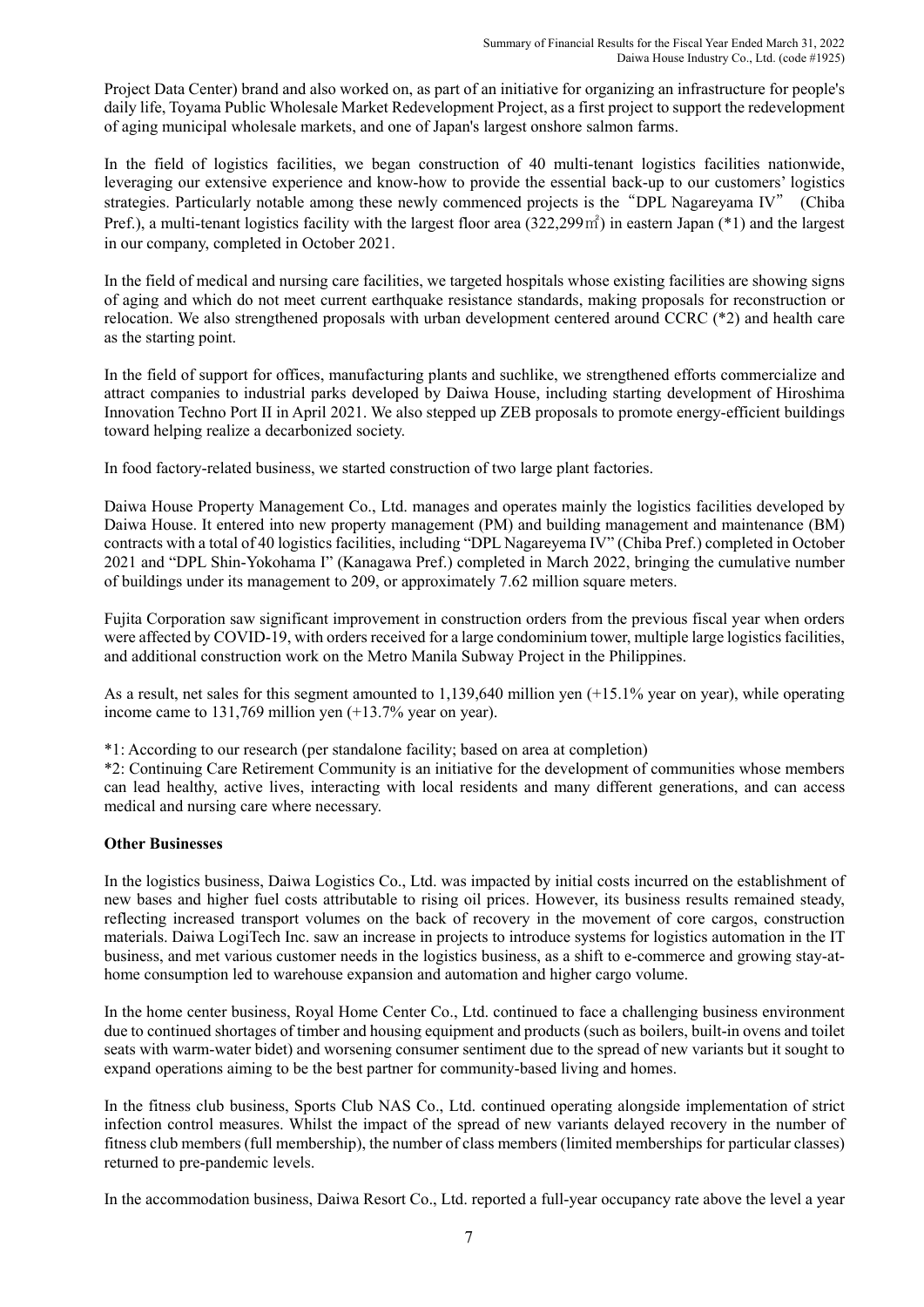Project Data Center) brand and also worked on, as part of an initiative for organizing an infrastructure for people's daily life, Toyama Public Wholesale Market Redevelopment Project, as a first project to support the redevelopment of aging municipal wholesale markets, and one of Japan's largest onshore salmon farms.

In the field of logistics facilities, we began construction of 40 multi-tenant logistics facilities nationwide, leveraging our extensive experience and know-how to provide the essential back-up to our customers' logistics strategies. Particularly notable among these newly commenced projects is the "DPL Nagareyama IV" (Chiba Pref.), a multi-tenant logistics facility with the largest floor area (322,299㎡) in eastern Japan (*1) and the largest in our company, completed in October 2021.

In the field of medical and nursing care facilities, we targeted hospitals whose existing facilities are showing signs of aging and which do not meet current earthquake resistance standards, making proposals for reconstruction or relocation. We also strengthened proposals with urban development centered around CCRC (*2) and health care as the starting point.

In the field of support for offices, manufacturing plants and suchlike, we strengthened efforts commercialize and attract companies to industrial parks developed by Daiwa House, including starting development of Hiroshima Innovation Techno Port II in April 2021. We also stepped up ZEB proposals to promote energy-efficient buildings toward helping realize a decarbonized society.

In food factory-related business, we started construction of two large plant factories.

Daiwa House Property Management Co., Ltd. manages and operates mainly the logistics facilities developed by Daiwa House. It entered into new property management (PM) and building management and maintenance (BM) contracts with a total of 40 logistics facilities, including "DPL Nagareyema IV" (Chiba Pref.) completed in October 2021 and "DPL Shin-Yokohama I" (Kanagawa Pref.) completed in March 2022, bringing the cumulative number of buildings under its management to 209, or approximately 7.62 million square meters.

Fujita Corporation saw significant improvement in construction orders from the previous fiscal year when orders were affected by COVID-19, with orders received for a large condominium tower, multiple large logistics facilities, and additional construction work on the Metro Manila Subway Project in the Philippines.

As a result, net sales for this segment amounted to 1,139,640 million yen (+15.1% year on year), while operating income came to 131,769 million yen (+13.7% year on year).

*1: According to our research (per standalone facility; based on area at completion)
*2: Continuing Care Retirement Community is an initiative for the development of communities whose members can lead healthy, active lives, interacting with local residents and many different generations, and can access medical and nursing care where necessary.

**Other Businesses**

In the logistics business, Daiwa Logistics Co., Ltd. was impacted by initial costs incurred on the establishment of new bases and higher fuel costs attributable to rising oil prices. However, its business results remained steady, reflecting increased transport volumes on the back of recovery in the movement of core cargos, construction materials. Daiwa LogiTech Inc. saw an increase in projects to introduce systems for logistics automation in the IT business, and met various customer needs in the logistics business, as a shift to e-commerce and growing stay-at-home consumption led to warehouse expansion and automation and higher cargo volume.

In the home center business, Royal Home Center Co., Ltd. continued to face a challenging business environment due to continued shortages of timber and housing equipment and products (such as boilers, built-in ovens and toilet seats with warm-water bidet) and worsening consumer sentiment due to the spread of new variants but it sought to expand operations aiming to be the best partner for community-based living and homes.

In the fitness club business, Sports Club NAS Co., Ltd. continued operating alongside implementation of strict infection control measures. Whilst the impact of the spread of new variants delayed recovery in the number of fitness club members (full membership), the number of class members (limited memberships for particular classes) returned to pre-pandemic levels.

In the accommodation business, Daiwa Resort Co., Ltd. reported a full-year occupancy rate above the level a year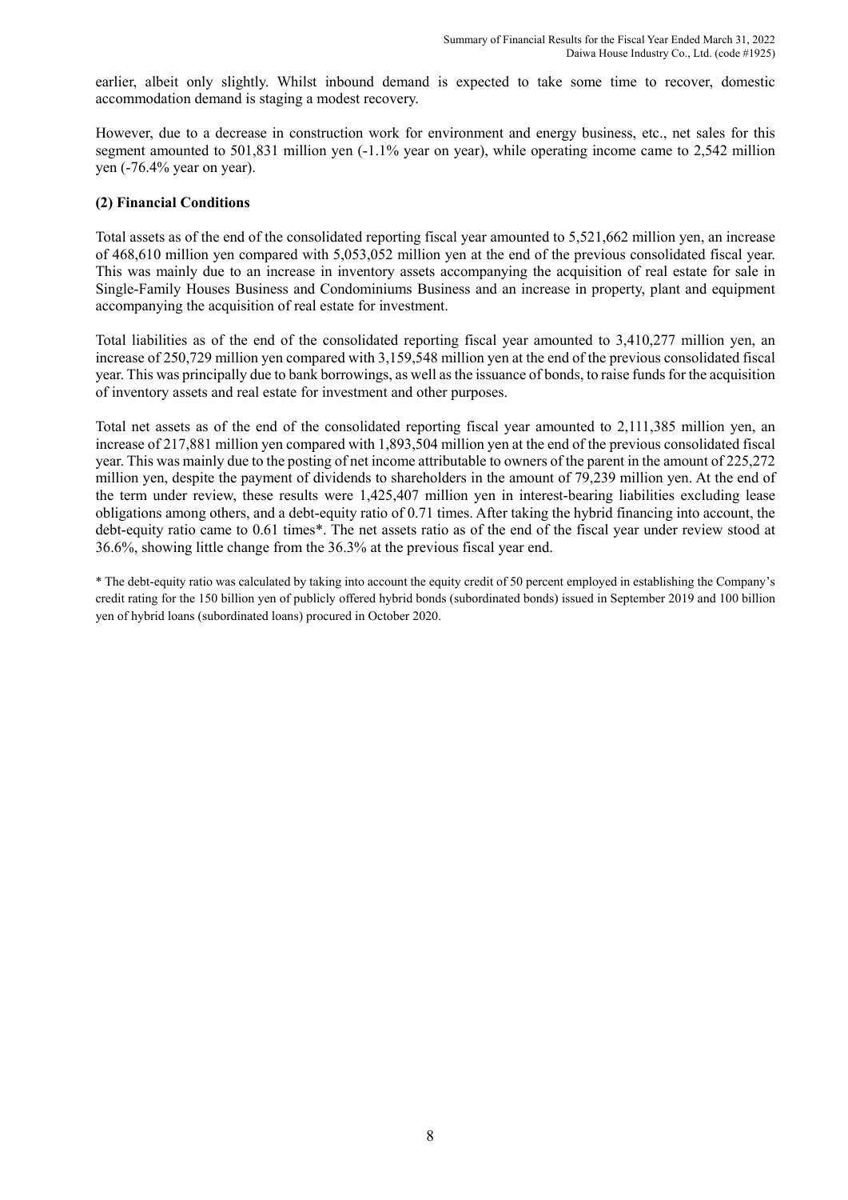earlier, albeit only slightly. Whilst inbound demand is expected to take some time to recover, domestic accommodation demand is staging a modest recovery.

However, due to a decrease in construction work for environment and energy business, etc., net sales for this segment amounted to 501,831 million yen (-1.1% year on year), while operating income came to 2,542 million yen (-76.4% year on year).

**(2) Financial Conditions**

Total assets as of the end of the consolidated reporting fiscal year amounted to 5,521,662 million yen, an increase of 468,610 million yen compared with 5,053,052 million yen at the end of the previous consolidated fiscal year. This was mainly due to an increase in inventory assets accompanying the acquisition of real estate for sale in Single-Family Houses Business and Condominiums Business and an increase in property, plant and equipment accompanying the acquisition of real estate for investment.

Total liabilities as of the end of the consolidated reporting fiscal year amounted to 3,410,277 million yen, an increase of 250,729 million yen compared with 3,159,548 million yen at the end of the previous consolidated fiscal year. This was principally due to bank borrowings, as well as the issuance of bonds, to raise funds for the acquisition of inventory assets and real estate for investment and other purposes.

Total net assets as of the end of the consolidated reporting fiscal year amounted to 2,111,385 million yen, an increase of 217,881 million yen compared with 1,893,504 million yen at the end of the previous consolidated fiscal year. This was mainly due to the posting of net income attributable to owners of the parent in the amount of 225,272 million yen, despite the payment of dividends to shareholders in the amount of 79,239 million yen. At the end of the term under review, these results were 1,425,407 million yen in interest-bearing liabilities excluding lease obligations among others, and a debt-equity ratio of 0.71 times. After taking the hybrid financing into account, the debt-equity ratio came to 0.61 times*. The net assets ratio as of the end of the fiscal year under review stood at 36.6%, showing little change from the 36.3% at the previous fiscal year end.

* The debt-equity ratio was calculated by taking into account the equity credit of 50 percent employed in establishing the Company's credit rating for the 150 billion yen of publicly offered hybrid bonds (subordinated bonds) issued in September 2019 and 100 billion yen of hybrid loans (subordinated loans) procured in October 2020.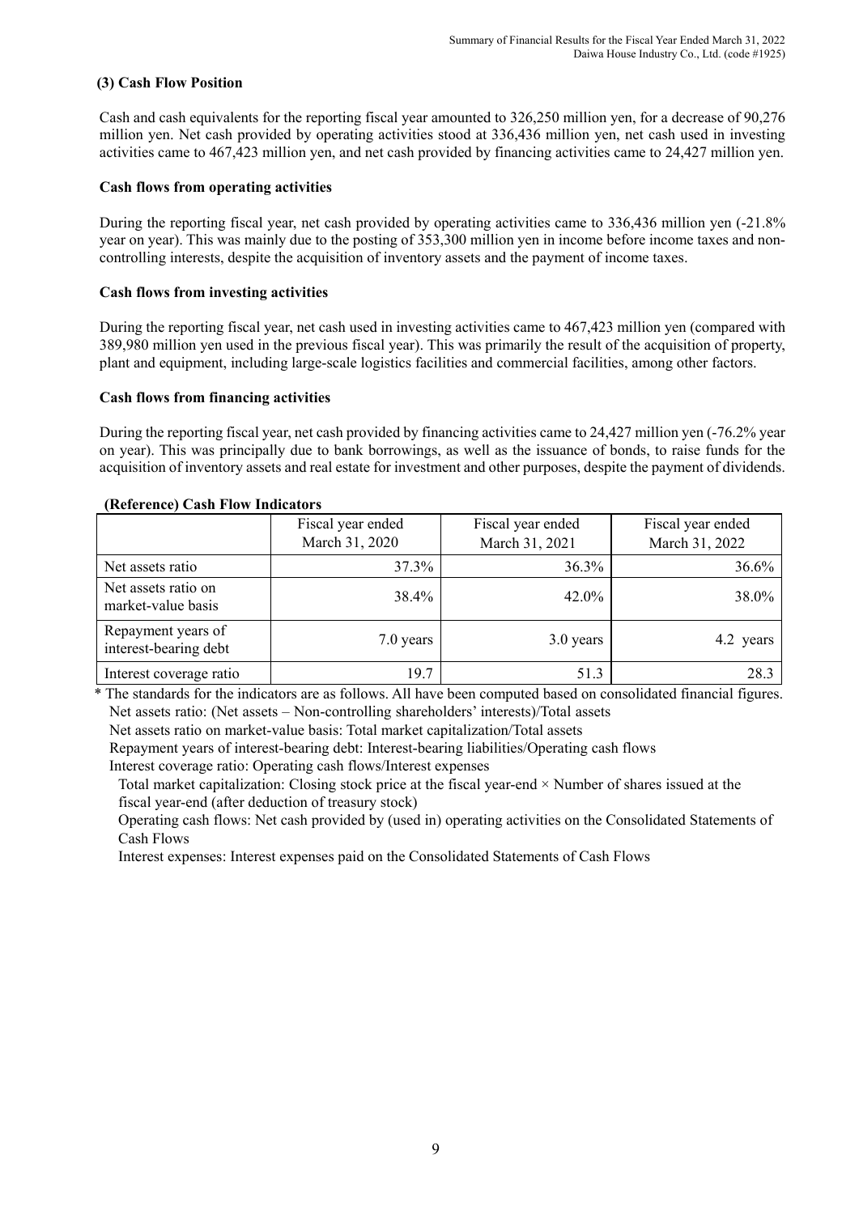### (3) Cash Flow Position

Cash and cash equivalents for the reporting fiscal year amounted to 326,250 million yen, for a decrease of 90,276 million yen. Net cash provided by operating activities stood at 336,436 million yen, net cash used in investing activities came to 467,423 million yen, and net cash provided by financing activities came to 24,427 million yen.

#### Cash flows from operating activities

During the reporting fiscal year, net cash provided by operating activities came to 336,436 million yen (-21.8% year on year). This was mainly due to the posting of 353,300 million yen in income before income taxes and non-controlling interests, despite the acquisition of inventory assets and the payment of income taxes.

#### Cash flows from investing activities

During the reporting fiscal year, net cash used in investing activities came to 467,423 million yen (compared with 389,980 million yen used in the previous fiscal year). This was primarily the result of the acquisition of property, plant and equipment, including large-scale logistics facilities and commercial facilities, among other factors.

#### Cash flows from financing activities

During the reporting fiscal year, net cash provided by financing activities came to 24,427 million yen (-76.2% year on year). This was principally due to bank borrowings, as well as the issuance of bonds, to raise funds for the acquisition of inventory assets and real estate for investment and other purposes, despite the payment of dividends.

**(Reference) Cash Flow Indicators**

| | Fiscal year ended March 31, 2020 | Fiscal year ended March 31, 2021 | Fiscal year ended March 31, 2022 |
|---|---|---|---|
| Net assets ratio | 37.3% | 36.3% | 36.6% |
| Net assets ratio on market-value basis | 38.4% | 42.0% | 38.0% |
| Repayment years of interest-bearing debt | 7.0 years | 3.0 years | 4.2 years |
| Interest coverage ratio | 19.7 | 51.3 | 28.3 |

\* The standards for the indicators are as follows. All have been computed based on consolidated financial figures.

Net assets ratio: (Net assets – Non-controlling shareholders' interests)/Total assets

Net assets ratio on market-value basis: Total market capitalization/Total assets

Repayment years of interest-bearing debt: Interest-bearing liabilities/Operating cash flows

Interest coverage ratio: Operating cash flows/Interest expenses

Total market capitalization: Closing stock price at the fiscal year-end × Number of shares issued at the fiscal year-end (after deduction of treasury stock)

Operating cash flows: Net cash provided by (used in) operating activities on the Consolidated Statements of Cash Flows

Interest expenses: Interest expenses paid on the Consolidated Statements of Cash Flows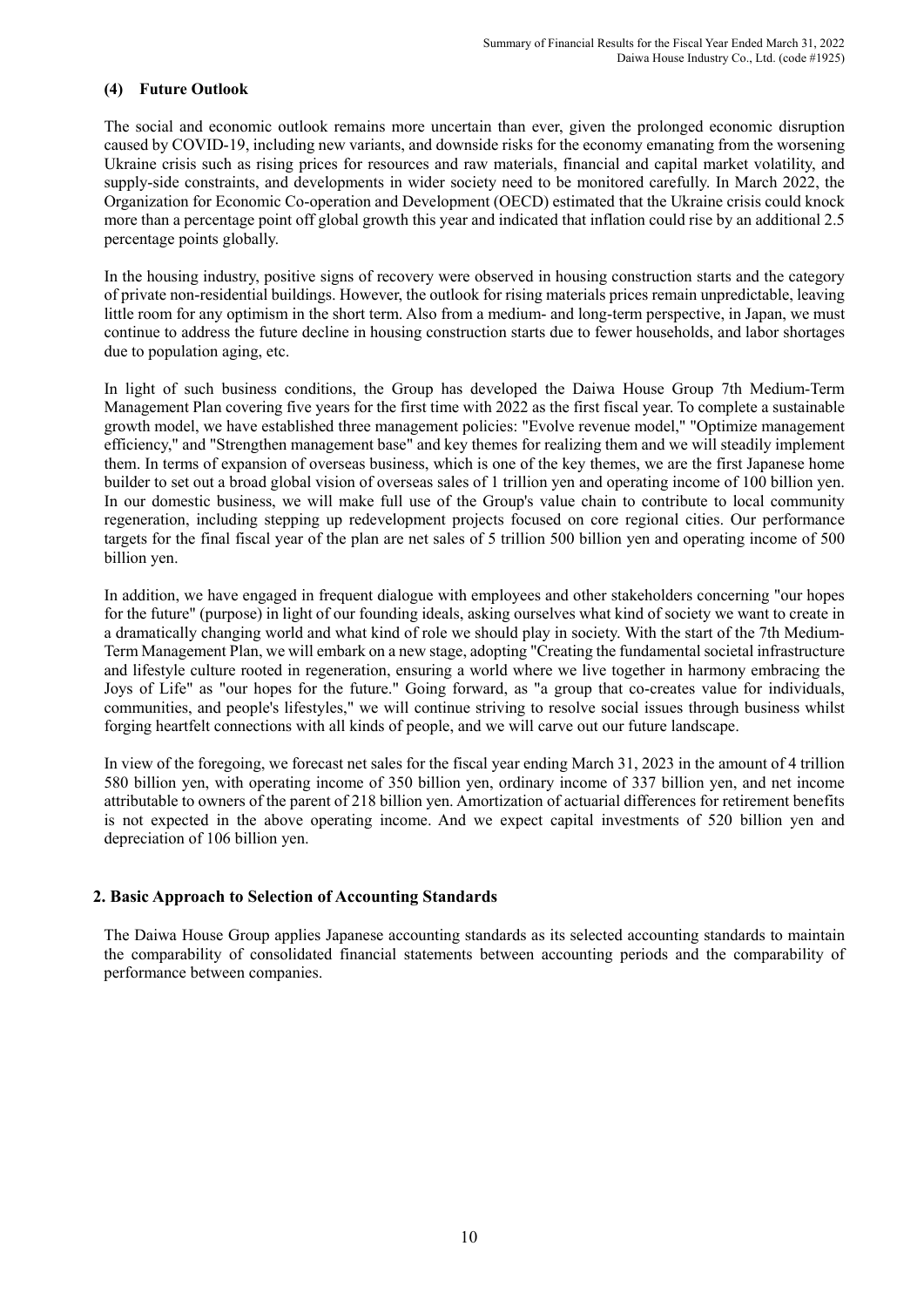### (4) Future Outlook

The social and economic outlook remains more uncertain than ever, given the prolonged economic disruption caused by COVID-19, including new variants, and downside risks for the economy emanating from the worsening Ukraine crisis such as rising prices for resources and raw materials, financial and capital market volatility, and supply-side constraints, and developments in wider society need to be monitored carefully. In March 2022, the Organization for Economic Co-operation and Development (OECD) estimated that the Ukraine crisis could knock more than a percentage point off global growth this year and indicated that inflation could rise by an additional 2.5 percentage points globally.

In the housing industry, positive signs of recovery were observed in housing construction starts and the category of private non-residential buildings. However, the outlook for rising materials prices remain unpredictable, leaving little room for any optimism in the short term. Also from a medium- and long-term perspective, in Japan, we must continue to address the future decline in housing construction starts due to fewer households, and labor shortages due to population aging, etc.

In light of such business conditions, the Group has developed the Daiwa House Group 7th Medium-Term Management Plan covering five years for the first time with 2022 as the first fiscal year. To complete a sustainable growth model, we have established three management policies: "Evolve revenue model," "Optimize management efficiency," and "Strengthen management base" and key themes for realizing them and we will steadily implement them. In terms of expansion of overseas business, which is one of the key themes, we are the first Japanese home builder to set out a broad global vision of overseas sales of 1 trillion yen and operating income of 100 billion yen. In our domestic business, we will make full use of the Group's value chain to contribute to local community regeneration, including stepping up redevelopment projects focused on core regional cities. Our performance targets for the final fiscal year of the plan are net sales of 5 trillion 500 billion yen and operating income of 500 billion yen.

In addition, we have engaged in frequent dialogue with employees and other stakeholders concerning "our hopes for the future" (purpose) in light of our founding ideals, asking ourselves what kind of society we want to create in a dramatically changing world and what kind of role we should play in society. With the start of the 7th Medium-Term Management Plan, we will embark on a new stage, adopting "Creating the fundamental societal infrastructure and lifestyle culture rooted in regeneration, ensuring a world where we live together in harmony embracing the Joys of Life" as "our hopes for the future." Going forward, as "a group that co-creates value for individuals, communities, and people's lifestyles," we will continue striving to resolve social issues through business whilst forging heartfelt connections with all kinds of people, and we will carve out our future landscape.

In view of the foregoing, we forecast net sales for the fiscal year ending March 31, 2023 in the amount of 4 trillion 580 billion yen, with operating income of 350 billion yen, ordinary income of 337 billion yen, and net income attributable to owners of the parent of 218 billion yen. Amortization of actuarial differences for retirement benefits is not expected in the above operating income. And we expect capital investments of 520 billion yen and depreciation of 106 billion yen.

## 2. Basic Approach to Selection of Accounting Standards

The Daiwa House Group applies Japanese accounting standards as its selected accounting standards to maintain the comparability of consolidated financial statements between accounting periods and the comparability of performance between companies.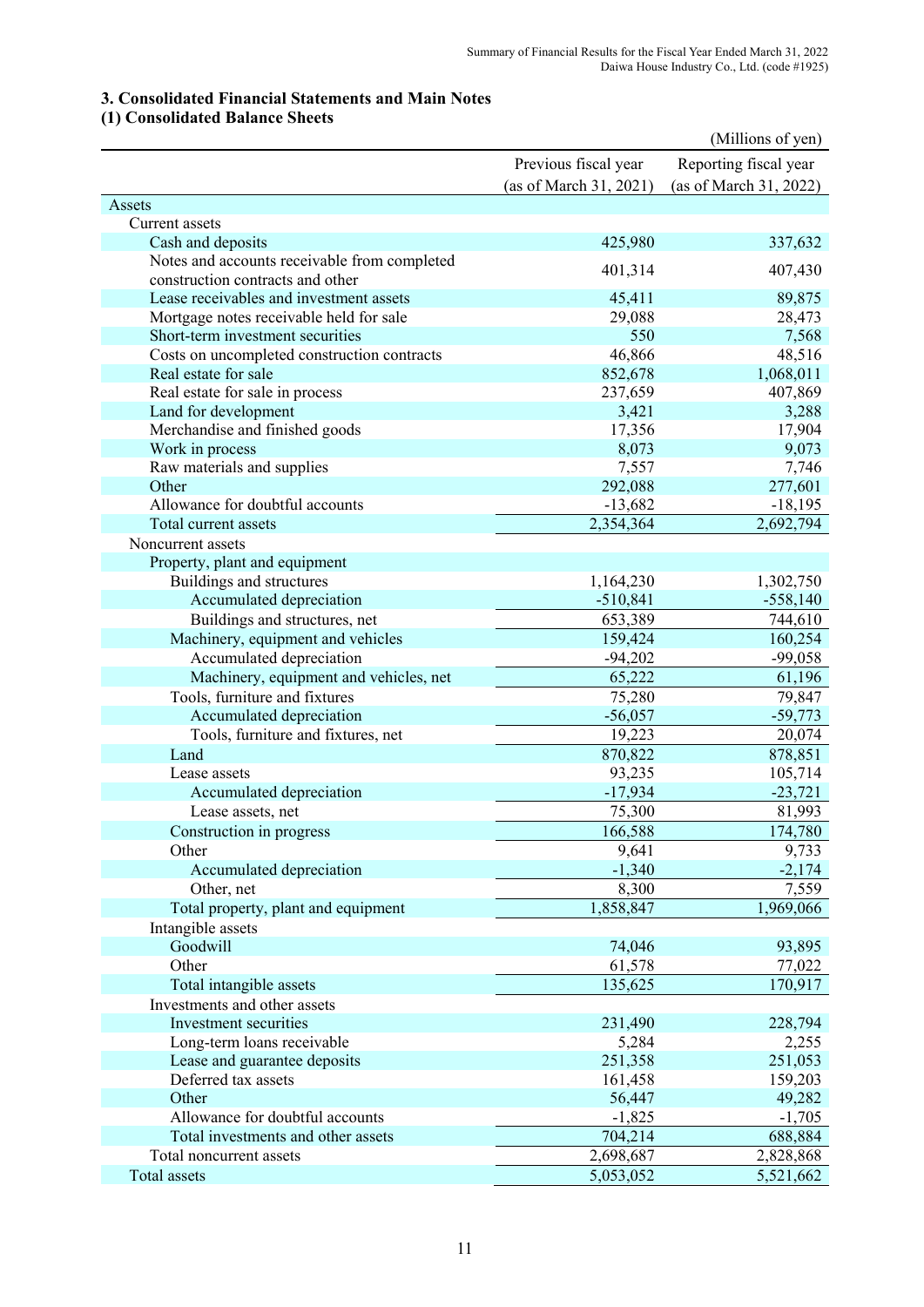## 3. Consolidated Financial Statements and Main Notes

### (1) Consolidated Balance Sheets

(Millions of yen)

| | Previous fiscal year (as of March 31, 2021) | Reporting fiscal year (as of March 31, 2022) |
|---|---|---|
| Assets | | |
| Current assets | | |
| Cash and deposits | 425,980 | 337,632 |
| Notes and accounts receivable from completed construction contracts and other | 401,314 | 407,430 |
| Lease receivables and investment assets | 45,411 | 89,875 |
| Mortgage notes receivable held for sale | 29,088 | 28,473 |
| Short-term investment securities | 550 | 7,568 |
| Costs on uncompleted construction contracts | 46,866 | 48,516 |
| Real estate for sale | 852,678 | 1,068,011 |
| Real estate for sale in process | 237,659 | 407,869 |
| Land for development | 3,421 | 3,288 |
| Merchandise and finished goods | 17,356 | 17,904 |
| Work in process | 8,073 | 9,073 |
| Raw materials and supplies | 7,557 | 7,746 |
| Other | 292,088 | 277,601 |
| Allowance for doubtful accounts | -13,682 | -18,195 |
| Total current assets | 2,354,364 | 2,692,794 |
| Noncurrent assets | | |
| Property, plant and equipment | | |
| Buildings and structures | 1,164,230 | 1,302,750 |
| Accumulated depreciation | -510,841 | -558,140 |
| Buildings and structures, net | 653,389 | 744,610 |
| Machinery, equipment and vehicles | 159,424 | 160,254 |
| Accumulated depreciation | -94,202 | -99,058 |
| Machinery, equipment and vehicles, net | 65,222 | 61,196 |
| Tools, furniture and fixtures | 75,280 | 79,847 |
| Accumulated depreciation | -56,057 | -59,773 |
| Tools, furniture and fixtures, net | 19,223 | 20,074 |
| Land | 870,822 | 878,851 |
| Lease assets | 93,235 | 105,714 |
| Accumulated depreciation | -17,934 | -23,721 |
| Lease assets, net | 75,300 | 81,993 |
| Construction in progress | 166,588 | 174,780 |
| Other | 9,641 | 9,733 |
| Accumulated depreciation | -1,340 | -2,174 |
| Other, net | 8,300 | 7,559 |
| Total property, plant and equipment | 1,858,847 | 1,969,066 |
| Intangible assets | | |
| Goodwill | 74,046 | 93,895 |
| Other | 61,578 | 77,022 |
| Total intangible assets | 135,625 | 170,917 |
| Investments and other assets | | |
| Investment securities | 231,490 | 228,794 |
| Long-term loans receivable | 5,284 | 2,255 |
| Lease and guarantee deposits | 251,358 | 251,053 |
| Deferred tax assets | 161,458 | 159,203 |
| Other | 56,447 | 49,282 |
| Allowance for doubtful accounts | -1,825 | -1,705 |
| Total investments and other assets | 704,214 | 688,884 |
| Total noncurrent assets | 2,698,687 | 2,828,868 |
| Total assets | 5,053,052 | 5,521,662 |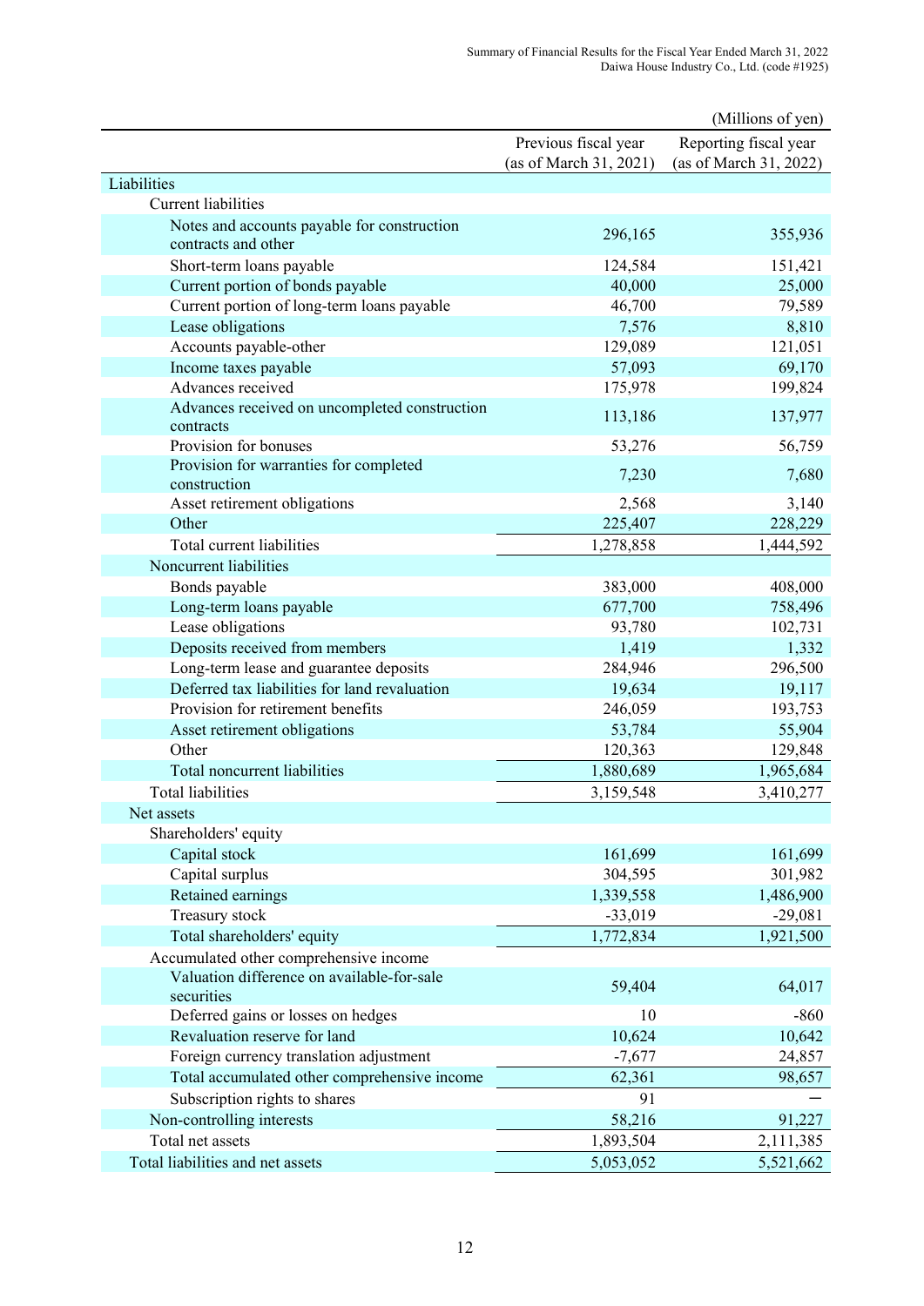(Millions of yen)

| | Previous fiscal year (as of March 31, 2021) | Reporting fiscal year (as of March 31, 2022) |
|---|---|---|
| Liabilities | | |
| Current liabilities | | |
| Notes and accounts payable for construction contracts and other | 296,165 | 355,936 |
| Short-term loans payable | 124,584 | 151,421 |
| Current portion of bonds payable | 40,000 | 25,000 |
| Current portion of long-term loans payable | 46,700 | 79,589 |
| Lease obligations | 7,576 | 8,810 |
| Accounts payable-other | 129,089 | 121,051 |
| Income taxes payable | 57,093 | 69,170 |
| Advances received | 175,978 | 199,824 |
| Advances received on uncompleted construction contracts | 113,186 | 137,977 |
| Provision for bonuses | 53,276 | 56,759 |
| Provision for warranties for completed construction | 7,230 | 7,680 |
| Asset retirement obligations | 2,568 | 3,140 |
| Other | 225,407 | 228,229 |
| Total current liabilities | 1,278,858 | 1,444,592 |
| Noncurrent liabilities | | |
| Bonds payable | 383,000 | 408,000 |
| Long-term loans payable | 677,700 | 758,496 |
| Lease obligations | 93,780 | 102,731 |
| Deposits received from members | 1,419 | 1,332 |
| Long-term lease and guarantee deposits | 284,946 | 296,500 |
| Deferred tax liabilities for land revaluation | 19,634 | 19,117 |
| Provision for retirement benefits | 246,059 | 193,753 |
| Asset retirement obligations | 53,784 | 55,904 |
| Other | 120,363 | 129,848 |
| Total noncurrent liabilities | 1,880,689 | 1,965,684 |
| Total liabilities | 3,159,548 | 3,410,277 |
| Net assets | | |
| Shareholders' equity | | |
| Capital stock | 161,699 | 161,699 |
| Capital surplus | 304,595 | 301,982 |
| Retained earnings | 1,339,558 | 1,486,900 |
| Treasury stock | -33,019 | -29,081 |
| Total shareholders' equity | 1,772,834 | 1,921,500 |
| Accumulated other comprehensive income | | |
| Valuation difference on available-for-sale securities | 59,404 | 64,017 |
| Deferred gains or losses on hedges | 10 | -860 |
| Revaluation reserve for land | 10,624 | 10,642 |
| Foreign currency translation adjustment | -7,677 | 24,857 |
| Total accumulated other comprehensive income | 62,361 | 98,657 |
| Subscription rights to shares | 91 | — |
| Non-controlling interests | 58,216 | 91,227 |
| Total net assets | 1,893,504 | 2,111,385 |
| Total liabilities and net assets | 5,053,052 | 5,521,662 |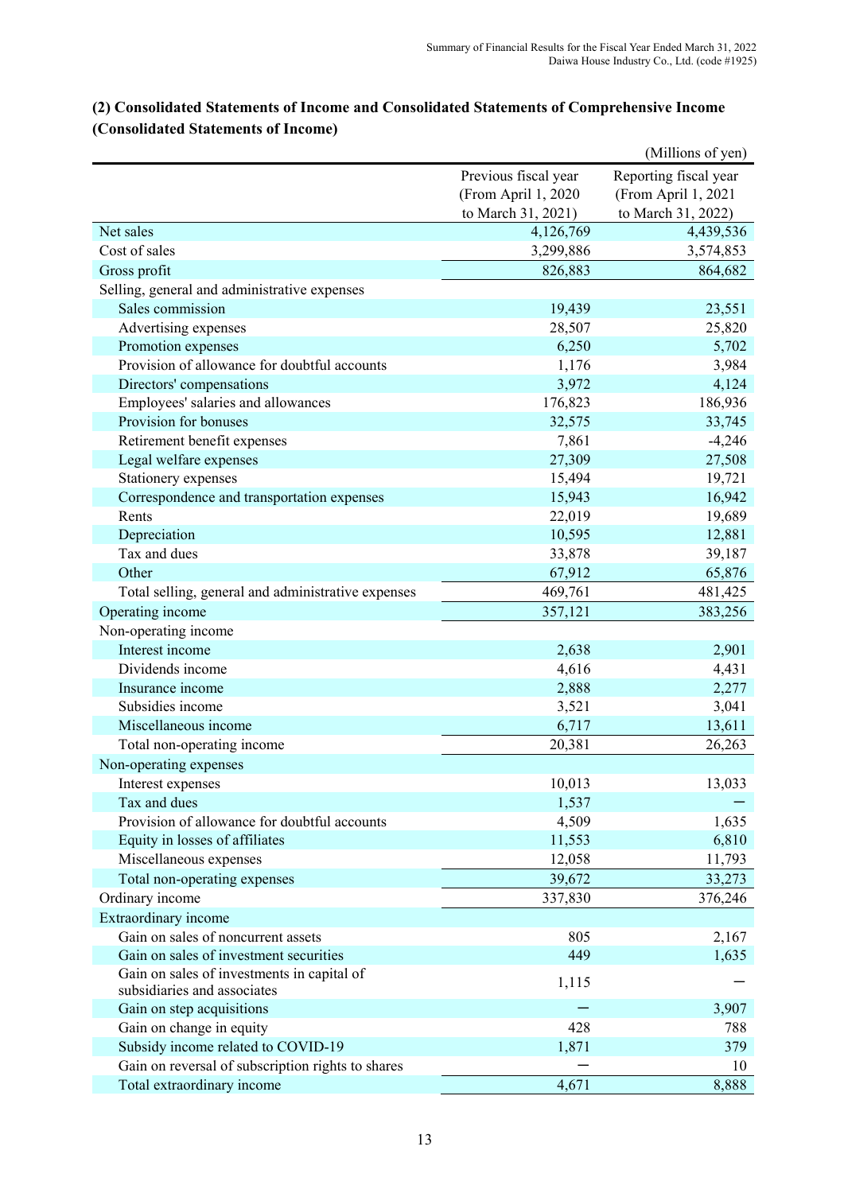## (2) Consolidated Statements of Income and Consolidated Statements of Comprehensive Income

### (Consolidated Statements of Income)

(Millions of yen)

| | Previous fiscal year (From April 1, 2020 to March 31, 2021) | Reporting fiscal year (From April 1, 2021 to March 31, 2022) |
|---|---|---|
| Net sales | 4,126,769 | 4,439,536 |
| Cost of sales | 3,299,886 | 3,574,853 |
| Gross profit | 826,883 | 864,682 |
| Selling, general and administrative expenses | | |
| Sales commission | 19,439 | 23,551 |
| Advertising expenses | 28,507 | 25,820 |
| Promotion expenses | 6,250 | 5,702 |
| Provision of allowance for doubtful accounts | 1,176 | 3,984 |
| Directors' compensations | 3,972 | 4,124 |
| Employees' salaries and allowances | 176,823 | 186,936 |
| Provision for bonuses | 32,575 | 33,745 |
| Retirement benefit expenses | 7,861 | -4,246 |
| Legal welfare expenses | 27,309 | 27,508 |
| Stationery expenses | 15,494 | 19,721 |
| Correspondence and transportation expenses | 15,943 | 16,942 |
| Rents | 22,019 | 19,689 |
| Depreciation | 10,595 | 12,881 |
| Tax and dues | 33,878 | 39,187 |
| Other | 67,912 | 65,876 |
| Total selling, general and administrative expenses | 469,761 | 481,425 |
| Operating income | 357,121 | 383,256 |
| Non-operating income | | |
| Interest income | 2,638 | 2,901 |
| Dividends income | 4,616 | 4,431 |
| Insurance income | 2,888 | 2,277 |
| Subsidies income | 3,521 | 3,041 |
| Miscellaneous income | 6,717 | 13,611 |
| Total non-operating income | 20,381 | 26,263 |
| Non-operating expenses | | |
| Interest expenses | 10,013 | 13,033 |
| Tax and dues | 1,537 | ― |
| Provision of allowance for doubtful accounts | 4,509 | 1,635 |
| Equity in losses of affiliates | 11,553 | 6,810 |
| Miscellaneous expenses | 12,058 | 11,793 |
| Total non-operating expenses | 39,672 | 33,273 |
| Ordinary income | 337,830 | 376,246 |
| Extraordinary income | | |
| Gain on sales of noncurrent assets | 805 | 2,167 |
| Gain on sales of investment securities | 449 | 1,635 |
| Gain on sales of investments in capital of subsidiaries and associates | 1,115 | ― |
| Gain on step acquisitions | ― | 3,907 |
| Gain on change in equity | 428 | 788 |
| Subsidy income related to COVID-19 | 1,871 | 379 |
| Gain on reversal of subscription rights to shares | ― | 10 |
| Total extraordinary income | 4,671 | 8,888 |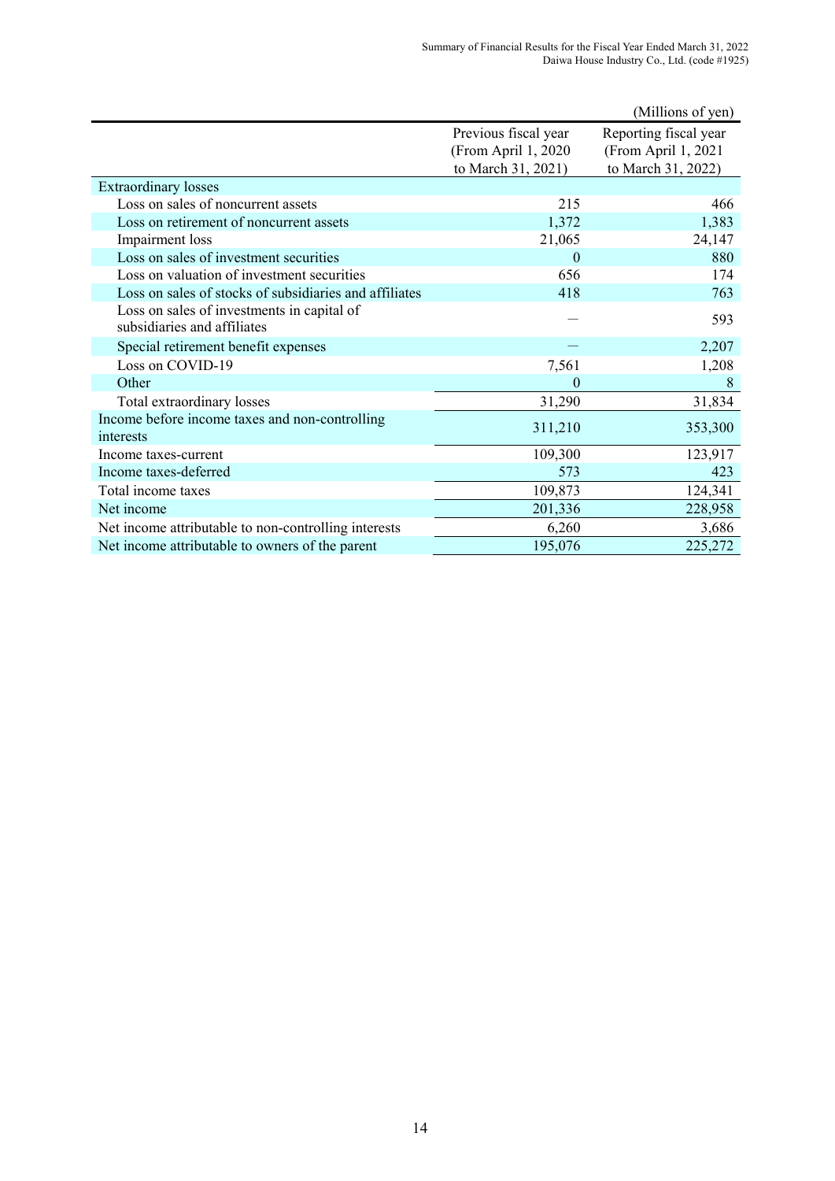(Millions of yen)

| | Previous fiscal year (From April 1, 2020 to March 31, 2021) | Reporting fiscal year (From April 1, 2021 to March 31, 2022) |
|---|---|---|
| Extraordinary losses | | |
| Loss on sales of noncurrent assets | 215 | 466 |
| Loss on retirement of noncurrent assets | 1,372 | 1,383 |
| Impairment loss | 21,065 | 24,147 |
| Loss on sales of investment securities | 0 | 880 |
| Loss on valuation of investment securities | 656 | 174 |
| Loss on sales of stocks of subsidiaries and affiliates | 418 | 763 |
| Loss on sales of investments in capital of subsidiaries and affiliates | — | 593 |
| Special retirement benefit expenses | — | 2,207 |
| Loss on COVID-19 | 7,561 | 1,208 |
| Other | 0 | 8 |
| Total extraordinary losses | 31,290 | 31,834 |
| Income before income taxes and non-controlling interests | 311,210 | 353,300 |
| Income taxes-current | 109,300 | 123,917 |
| Income taxes-deferred | 573 | 423 |
| Total income taxes | 109,873 | 124,341 |
| Net income | 201,336 | 228,958 |
| Net income attributable to non-controlling interests | 6,260 | 3,686 |
| Net income attributable to owners of the parent | 195,076 | 225,272 |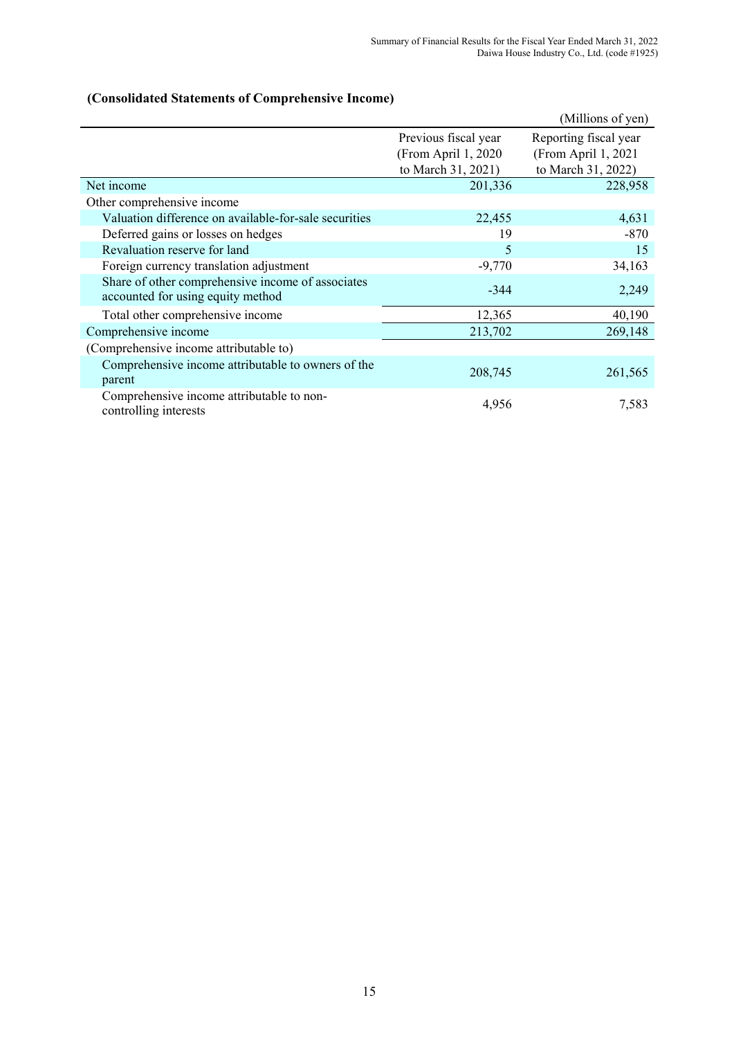**(Consolidated Statements of Comprehensive Income)**

(Millions of yen)

| | Previous fiscal year (From April 1, 2020 to March 31, 2021) | Reporting fiscal year (From April 1, 2021 to March 31, 2022) |
|---|---|---|
| Net income | 201,336 | 228,958 |
| Other comprehensive income | | |
| Valuation difference on available-for-sale securities | 22,455 | 4,631 |
| Deferred gains or losses on hedges | 19 | -870 |
| Revaluation reserve for land | 5 | 15 |
| Foreign currency translation adjustment | -9,770 | 34,163 |
| Share of other comprehensive income of associates accounted for using equity method | -344 | 2,249 |
| Total other comprehensive income | 12,365 | 40,190 |
| Comprehensive income | 213,702 | 269,148 |
| (Comprehensive income attributable to) | | |
| Comprehensive income attributable to owners of the parent | 208,745 | 261,565 |
| Comprehensive income attributable to non-controlling interests | 4,956 | 7,583 |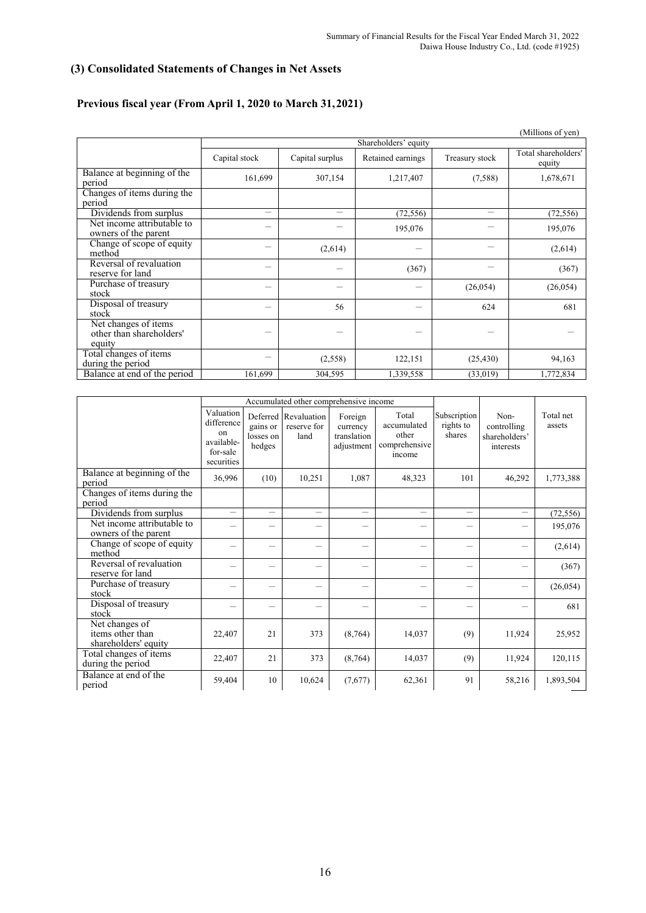### (3) Consolidated Statements of Changes in Net Assets

#### Previous fiscal year (From April 1, 2020 to March 31, 2021)

(Millions of yen)

| | Shareholders' equity | | | | |
|---|---|---|---|---|---|
| | Capital stock | Capital surplus | Retained earnings | Treasury stock | Total shareholders' equity |
| Balance at beginning of the period | 161,699 | 307,154 | 1,217,407 | (7,588) | 1,678,671 |
| Changes of items during the period | | | | | |
| Dividends from surplus | – | – | (72,556) | – | (72,556) |
| Net income attributable to owners of the parent | – | – | 195,076 | – | 195,076 |
| Change of scope of equity method | – | (2,614) | – | – | (2,614) |
| Reversal of revaluation reserve for land | – | – | (367) | – | (367) |
| Purchase of treasury stock | – | – | – | (26,054) | (26,054) |
| Disposal of treasury stock | – | 56 | – | 624 | 681 |
| Net changes of items other than shareholders' equity | – | – | – | – | – |
| Total changes of items during the period | – | (2,558) | 122,151 | (25,430) | 94,163 |
| Balance at end of the period | 161,699 | 304,595 | 1,339,558 | (33,019) | 1,772,834 |

| | Accumulated other comprehensive income | | | | | Subscription rights to shares | Non-controlling shareholders' interests | Total net assets |
|---|---|---|---|---|---|---|---|---|
| | Valuation difference on available-for-sale securities | Deferred gains or losses on hedges | Revaluation reserve for land | Foreign currency translation adjustment | Total accumulated other comprehensive income | | | |
| Balance at beginning of the period | 36,996 | (10) | 10,251 | 1,087 | 48,323 | 101 | 46,292 | 1,773,388 |
| Changes of items during the period | | | | | | | | |
| Dividends from surplus | – | – | – | – | – | – | – | (72,556) |
| Net income attributable to owners of the parent | – | – | – | – | – | – | – | 195,076 |
| Change of scope of equity method | – | – | – | – | – | – | – | (2,614) |
| Reversal of revaluation reserve for land | – | – | – | – | – | – | – | (367) |
| Purchase of treasury stock | – | – | – | – | – | – | – | (26,054) |
| Disposal of treasury stock | – | – | – | – | – | – | – | 681 |
| Net changes of items other than shareholders' equity | 22,407 | 21 | 373 | (8,764) | 14,037 | (9) | 11,924 | 25,952 |
| Total changes of items during the period | 22,407 | 21 | 373 | (8,764) | 14,037 | (9) | 11,924 | 120,115 |
| Balance at end of the period | 59,404 | 10 | 10,624 | (7,677) | 62,361 | 91 | 58,216 | 1,893,504 |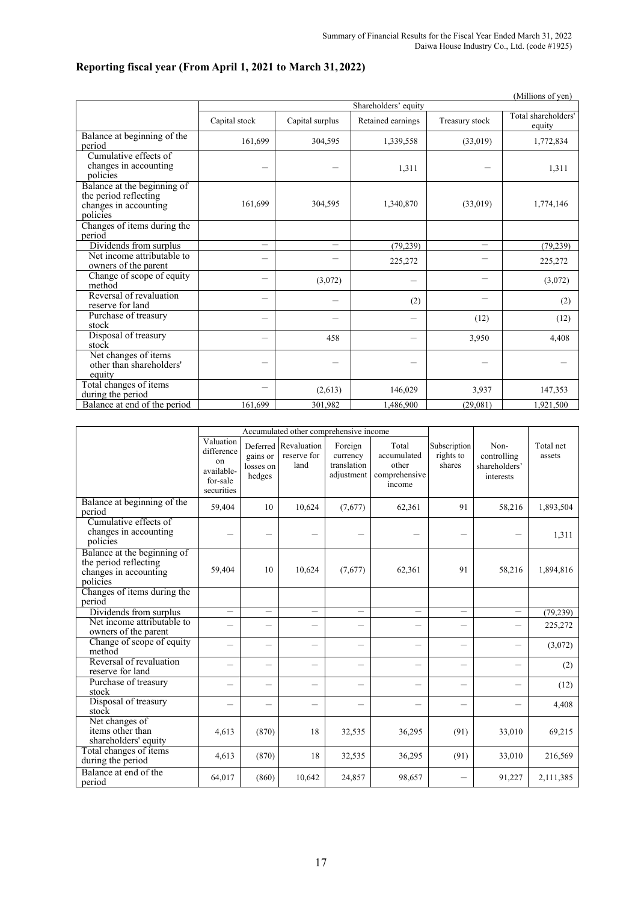## Reporting fiscal year (From April 1, 2021 to March 31, 2022)

(Millions of yen)

| | Shareholders' equity | | | | |
|---|---|---|---|---|---|
| | Capital stock | Capital surplus | Retained earnings | Treasury stock | Total shareholders' equity |
| Balance at beginning of the period | 161,699 | 304,595 | 1,339,558 | (33,019) | 1,772,834 |
| Cumulative effects of changes in accounting policies | — | — | 1,311 | — | 1,311 |
| Balance at the beginning of the period reflecting changes in accounting policies | 161,699 | 304,595 | 1,340,870 | (33,019) | 1,774,146 |
| Changes of items during the period | | | | | |
| Dividends from surplus | — | — | (79,239) | — | (79,239) |
| Net income attributable to owners of the parent | — | — | 225,272 | — | 225,272 |
| Change of scope of equity method | — | (3,072) | — | — | (3,072) |
| Reversal of revaluation reserve for land | — | — | (2) | — | (2) |
| Purchase of treasury stock | — | — | — | (12) | (12) |
| Disposal of treasury stock | — | 458 | — | 3,950 | 4,408 |
| Net changes of items other than shareholders' equity | — | — | — | — | — |
| Total changes of items during the period | — | (2,613) | 146,029 | 3,937 | 147,353 |
| Balance at end of the period | 161,699 | 301,982 | 1,486,900 | (29,081) | 1,921,500 |

| | Accumulated other comprehensive income | | | | | Subscription rights to shares | Non-controlling shareholders' interests | Total net assets |
|---|---|---|---|---|---|---|---|---|
| | Valuation difference on available-for-sale securities | Deferred gains or losses on hedges | Revaluation reserve for land | Foreign currency translation adjustment | Total accumulated other comprehensive income | | | |
| Balance at beginning of the period | 59,404 | 10 | 10,624 | (7,677) | 62,361 | 91 | 58,216 | 1,893,504 |
| Cumulative effects of changes in accounting policies | — | — | — | — | — | — | — | 1,311 |
| Balance at the beginning of the period reflecting changes in accounting policies | 59,404 | 10 | 10,624 | (7,677) | 62,361 | 91 | 58,216 | 1,894,816 |
| Changes of items during the period | | | | | | | | |
| Dividends from surplus | — | — | — | — | — | — | — | (79,239) |
| Net income attributable to owners of the parent | — | — | — | — | — | — | — | 225,272 |
| Change of scope of equity method | — | — | — | — | — | — | — | (3,072) |
| Reversal of revaluation reserve for land | — | — | — | — | — | — | — | (2) |
| Purchase of treasury stock | — | — | — | — | — | — | — | (12) |
| Disposal of treasury stock | — | — | — | — | — | — | — | 4,408 |
| Net changes of items other than shareholders' equity | 4,613 | (870) | 18 | 32,535 | 36,295 | (91) | 33,010 | 69,215 |
| Total changes of items during the period | 4,613 | (870) | 18 | 32,535 | 36,295 | (91) | 33,010 | 216,569 |
| Balance at end of the period | 64,017 | (860) | 10,642 | 24,857 | 98,657 | — | 91,227 | 2,111,385 |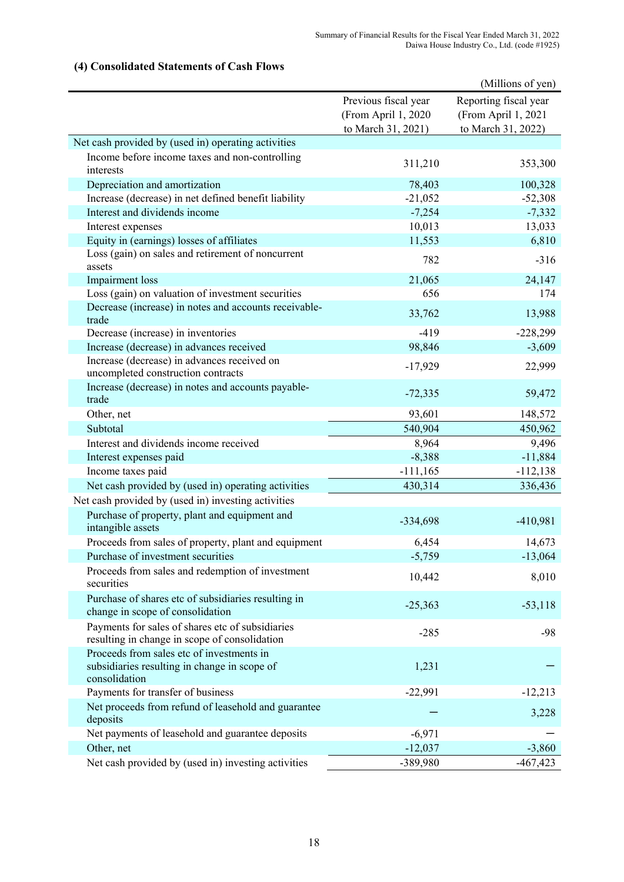### (4) Consolidated Statements of Cash Flows

(Millions of yen)

| | Previous fiscal year (From April 1, 2020 to March 31, 2021) | Reporting fiscal year (From April 1, 2021 to March 31, 2022) |
|---|---|---|
| Net cash provided by (used in) operating activities | | |
| Income before income taxes and non-controlling interests | 311,210 | 353,300 |
| Depreciation and amortization | 78,403 | 100,328 |
| Increase (decrease) in net defined benefit liability | -21,052 | -52,308 |
| Interest and dividends income | -7,254 | -7,332 |
| Interest expenses | 10,013 | 13,033 |
| Equity in (earnings) losses of affiliates | 11,553 | 6,810 |
| Loss (gain) on sales and retirement of noncurrent assets | 782 | -316 |
| Impairment loss | 21,065 | 24,147 |
| Loss (gain) on valuation of investment securities | 656 | 174 |
| Decrease (increase) in notes and accounts receivable-trade | 33,762 | 13,988 |
| Decrease (increase) in inventories | -419 | -228,299 |
| Increase (decrease) in advances received | 98,846 | -3,609 |
| Increase (decrease) in advances received on uncompleted construction contracts | -17,929 | 22,999 |
| Increase (decrease) in notes and accounts payable-trade | -72,335 | 59,472 |
| Other, net | 93,601 | 148,572 |
| Subtotal | 540,904 | 450,962 |
| Interest and dividends income received | 8,964 | 9,496 |
| Interest expenses paid | -8,388 | -11,884 |
| Income taxes paid | -111,165 | -112,138 |
| Net cash provided by (used in) operating activities | 430,314 | 336,436 |
| Net cash provided by (used in) investing activities | | |
| Purchase of property, plant and equipment and intangible assets | -334,698 | -410,981 |
| Proceeds from sales of property, plant and equipment | 6,454 | 14,673 |
| Purchase of investment securities | -5,759 | -13,064 |
| Proceeds from sales and redemption of investment securities | 10,442 | 8,010 |
| Purchase of shares etc of subsidiaries resulting in change in scope of consolidation | -25,363 | -53,118 |
| Payments for sales of shares etc of subsidiaries resulting in change in scope of consolidation | -285 | -98 |
| Proceeds from sales etc of investments in subsidiaries resulting in change in scope of consolidation | 1,231 | — |
| Payments for transfer of business | -22,991 | -12,213 |
| Net proceeds from refund of leasehold and guarantee deposits | — | 3,228 |
| Net payments of leasehold and guarantee deposits | -6,971 | — |
| Other, net | -12,037 | -3,860 |
| Net cash provided by (used in) investing activities | -389,980 | -467,423 |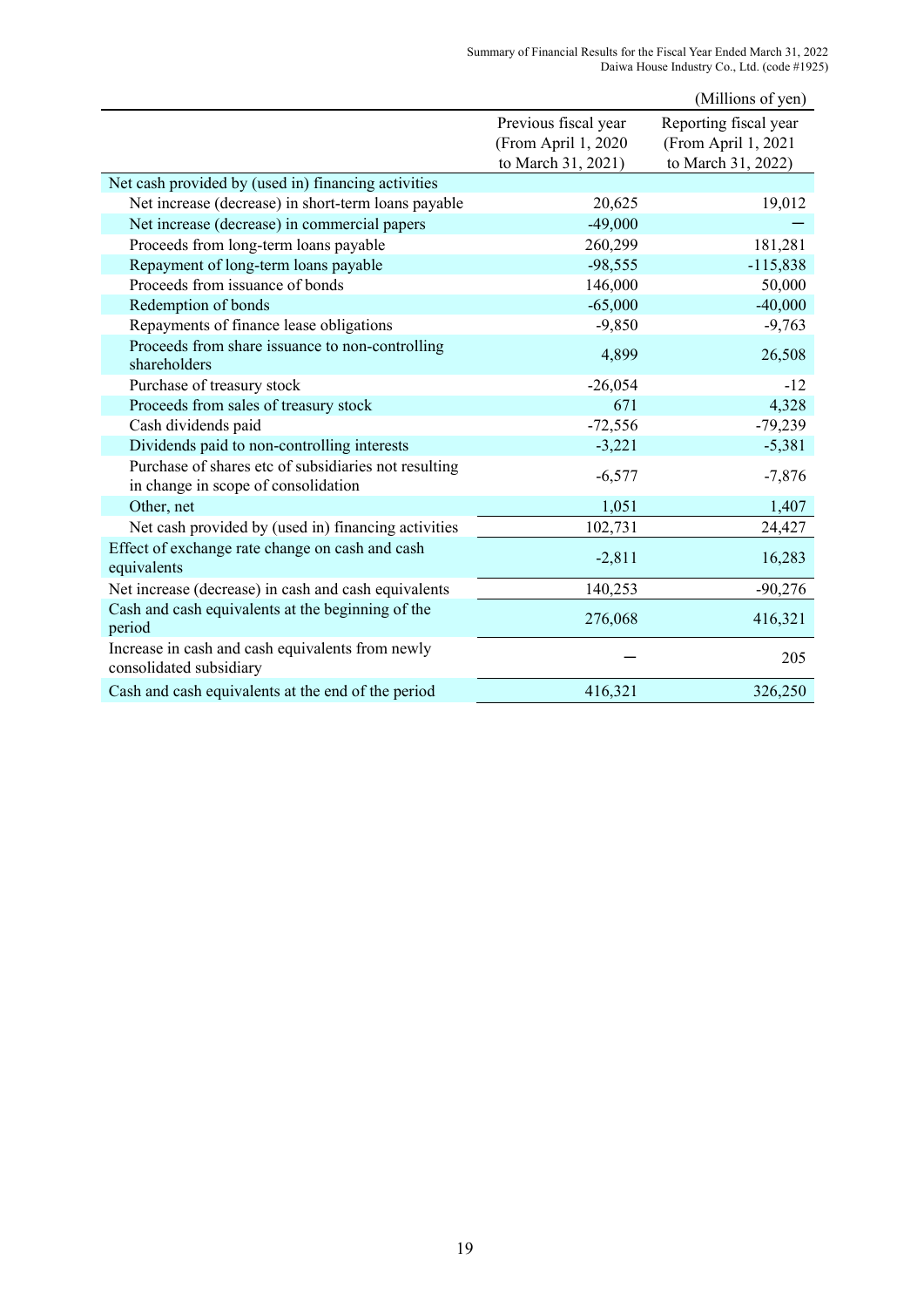(Millions of yen)

| | Previous fiscal year (From April 1, 2020 to March 31, 2021) | Reporting fiscal year (From April 1, 2021 to March 31, 2022) |
|---|---|---|
| Net cash provided by (used in) financing activities | | |
| Net increase (decrease) in short-term loans payable | 20,625 | 19,012 |
| Net increase (decrease) in commercial papers | -49,000 | — |
| Proceeds from long-term loans payable | 260,299 | 181,281 |
| Repayment of long-term loans payable | -98,555 | -115,838 |
| Proceeds from issuance of bonds | 146,000 | 50,000 |
| Redemption of bonds | -65,000 | -40,000 |
| Repayments of finance lease obligations | -9,850 | -9,763 |
| Proceeds from share issuance to non-controlling shareholders | 4,899 | 26,508 |
| Purchase of treasury stock | -26,054 | -12 |
| Proceeds from sales of treasury stock | 671 | 4,328 |
| Cash dividends paid | -72,556 | -79,239 |
| Dividends paid to non-controlling interests | -3,221 | -5,381 |
| Purchase of shares etc of subsidiaries not resulting in change in scope of consolidation | -6,577 | -7,876 |
| Other, net | 1,051 | 1,407 |
| Net cash provided by (used in) financing activities | 102,731 | 24,427 |
| Effect of exchange rate change on cash and cash equivalents | -2,811 | 16,283 |
| Net increase (decrease) in cash and cash equivalents | 140,253 | -90,276 |
| Cash and cash equivalents at the beginning of the period | 276,068 | 416,321 |
| Increase in cash and cash equivalents from newly consolidated subsidiary | — | 205 |
| Cash and cash equivalents at the end of the period | 416,321 | 326,250 |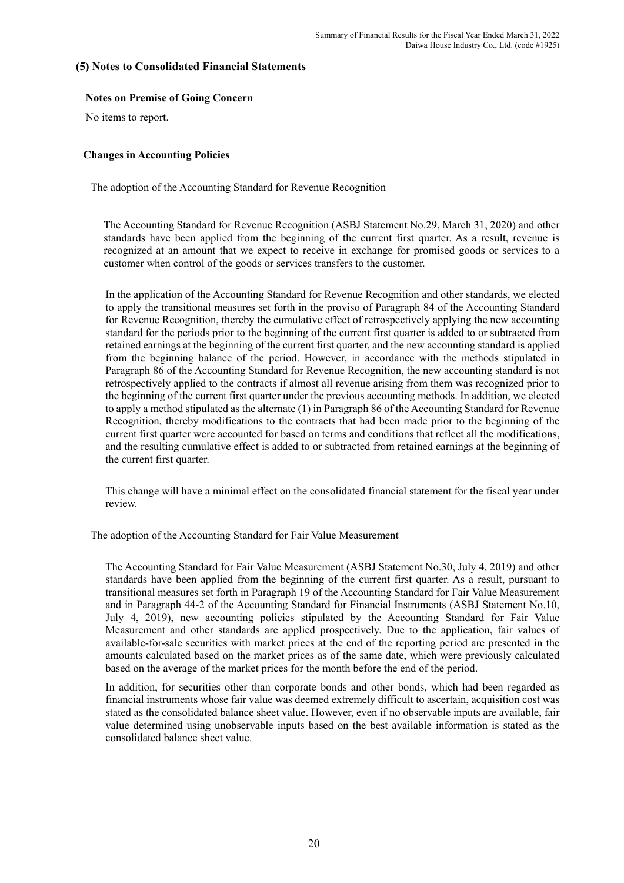## (5) Notes to Consolidated Financial Statements

### Notes on Premise of Going Concern

No items to report.

### Changes in Accounting Policies

The adoption of the Accounting Standard for Revenue Recognition

The Accounting Standard for Revenue Recognition (ASBJ Statement No.29, March 31, 2020) and other standards have been applied from the beginning of the current first quarter. As a result, revenue is recognized at an amount that we expect to receive in exchange for promised goods or services to a customer when control of the goods or services transfers to the customer.

In the application of the Accounting Standard for Revenue Recognition and other standards, we elected to apply the transitional measures set forth in the proviso of Paragraph 84 of the Accounting Standard for Revenue Recognition, thereby the cumulative effect of retrospectively applying the new accounting standard for the periods prior to the beginning of the current first quarter is added to or subtracted from retained earnings at the beginning of the current first quarter, and the new accounting standard is applied from the beginning balance of the period. However, in accordance with the methods stipulated in Paragraph 86 of the Accounting Standard for Revenue Recognition, the new accounting standard is not retrospectively applied to the contracts if almost all revenue arising from them was recognized prior to the beginning of the current first quarter under the previous accounting methods. In addition, we elected to apply a method stipulated as the alternate (1) in Paragraph 86 of the Accounting Standard for Revenue Recognition, thereby modifications to the contracts that had been made prior to the beginning of the current first quarter were accounted for based on terms and conditions that reflect all the modifications, and the resulting cumulative effect is added to or subtracted from retained earnings at the beginning of the current first quarter.

This change will have a minimal effect on the consolidated financial statement for the fiscal year under review.

The adoption of the Accounting Standard for Fair Value Measurement

The Accounting Standard for Fair Value Measurement (ASBJ Statement No.30, July 4, 2019) and other standards have been applied from the beginning of the current first quarter. As a result, pursuant to transitional measures set forth in Paragraph 19 of the Accounting Standard for Fair Value Measurement and in Paragraph 44-2 of the Accounting Standard for Financial Instruments (ASBJ Statement No.10, July 4, 2019), new accounting policies stipulated by the Accounting Standard for Fair Value Measurement and other standards are applied prospectively. Due to the application, fair values of available-for-sale securities with market prices at the end of the reporting period are presented in the amounts calculated based on the market prices as of the same date, which were previously calculated based on the average of the market prices for the month before the end of the period.

In addition, for securities other than corporate bonds and other bonds, which had been regarded as financial instruments whose fair value was deemed extremely difficult to ascertain, acquisition cost was stated as the consolidated balance sheet value. However, even if no observable inputs are available, fair value determined using unobservable inputs based on the best available information is stated as the consolidated balance sheet value.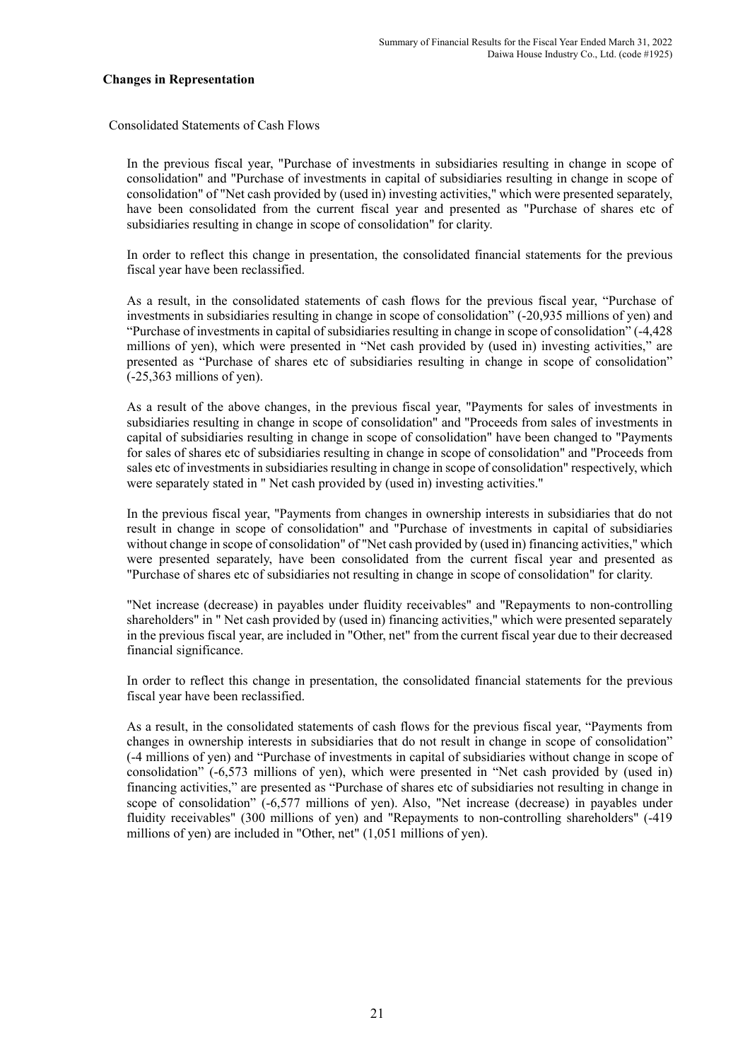### Changes in Representation

Consolidated Statements of Cash Flows

In the previous fiscal year, "Purchase of investments in subsidiaries resulting in change in scope of consolidation" and "Purchase of investments in capital of subsidiaries resulting in change in scope of consolidation" of "Net cash provided by (used in) investing activities," which were presented separately, have been consolidated from the current fiscal year and presented as "Purchase of shares etc of subsidiaries resulting in change in scope of consolidation" for clarity.

In order to reflect this change in presentation, the consolidated financial statements for the previous fiscal year have been reclassified.

As a result, in the consolidated statements of cash flows for the previous fiscal year, "Purchase of investments in subsidiaries resulting in change in scope of consolidation" (-20,935 millions of yen) and "Purchase of investments in capital of subsidiaries resulting in change in scope of consolidation" (-4,428 millions of yen), which were presented in "Net cash provided by (used in) investing activities," are presented as "Purchase of shares etc of subsidiaries resulting in change in scope of consolidation" (-25,363 millions of yen).

As a result of the above changes, in the previous fiscal year, "Payments for sales of investments in subsidiaries resulting in change in scope of consolidation" and "Proceeds from sales of investments in capital of subsidiaries resulting in change in scope of consolidation" have been changed to "Payments for sales of shares etc of subsidiaries resulting in change in scope of consolidation" and "Proceeds from sales etc of investments in subsidiaries resulting in change in scope of consolidation" respectively, which were separately stated in " Net cash provided by (used in) investing activities."

In the previous fiscal year, "Payments from changes in ownership interests in subsidiaries that do not result in change in scope of consolidation" and "Purchase of investments in capital of subsidiaries without change in scope of consolidation" of "Net cash provided by (used in) financing activities," which were presented separately, have been consolidated from the current fiscal year and presented as "Purchase of shares etc of subsidiaries not resulting in change in scope of consolidation" for clarity.

"Net increase (decrease) in payables under fluidity receivables" and "Repayments to non-controlling shareholders" in " Net cash provided by (used in) financing activities," which were presented separately in the previous fiscal year, are included in "Other, net" from the current fiscal year due to their decreased financial significance.

In order to reflect this change in presentation, the consolidated financial statements for the previous fiscal year have been reclassified.

As a result, in the consolidated statements of cash flows for the previous fiscal year, "Payments from changes in ownership interests in subsidiaries that do not result in change in scope of consolidation" (-4 millions of yen) and "Purchase of investments in capital of subsidiaries without change in scope of consolidation" (-6,573 millions of yen), which were presented in "Net cash provided by (used in) financing activities," are presented as "Purchase of shares etc of subsidiaries not resulting in change in scope of consolidation" (-6,577 millions of yen). Also, "Net increase (decrease) in payables under fluidity receivables" (300 millions of yen) and "Repayments to non-controlling shareholders" (-419 millions of yen) are included in "Other, net" (1,051 millions of yen).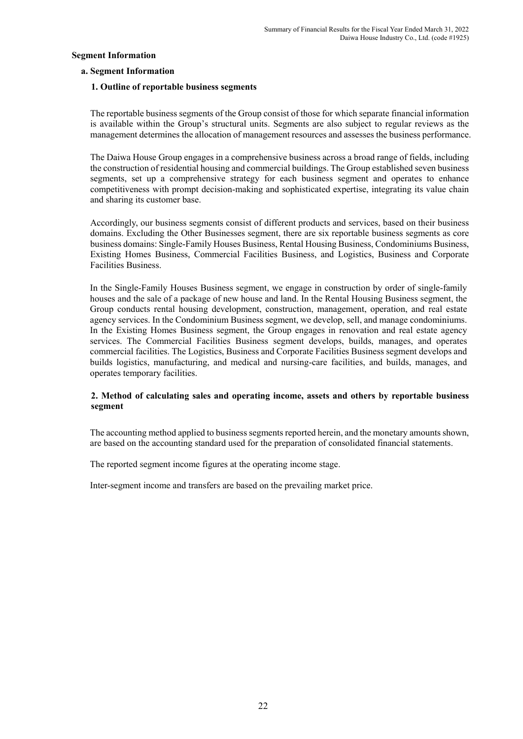## Segment Information

### a. Segment Information

#### 1. Outline of reportable business segments

The reportable business segments of the Group consist of those for which separate financial information is available within the Group's structural units. Segments are also subject to regular reviews as the management determines the allocation of management resources and assesses the business performance.

The Daiwa House Group engages in a comprehensive business across a broad range of fields, including the construction of residential housing and commercial buildings. The Group established seven business segments, set up a comprehensive strategy for each business segment and operates to enhance competitiveness with prompt decision-making and sophisticated expertise, integrating its value chain and sharing its customer base.

Accordingly, our business segments consist of different products and services, based on their business domains. Excluding the Other Businesses segment, there are six reportable business segments as core business domains: Single-Family Houses Business, Rental Housing Business, Condominiums Business, Existing Homes Business, Commercial Facilities Business, and Logistics, Business and Corporate Facilities Business.

In the Single-Family Houses Business segment, we engage in construction by order of single-family houses and the sale of a package of new house and land. In the Rental Housing Business segment, the Group conducts rental housing development, construction, management, operation, and real estate agency services. In the Condominium Business segment, we develop, sell, and manage condominiums. In the Existing Homes Business segment, the Group engages in renovation and real estate agency services. The Commercial Facilities Business segment develops, builds, manages, and operates commercial facilities. The Logistics, Business and Corporate Facilities Business segment develops and builds logistics, manufacturing, and medical and nursing-care facilities, and builds, manages, and operates temporary facilities.

#### 2. Method of calculating sales and operating income, assets and others by reportable business segment

The accounting method applied to business segments reported herein, and the monetary amounts shown, are based on the accounting standard used for the preparation of consolidated financial statements.

The reported segment income figures at the operating income stage.

Inter-segment income and transfers are based on the prevailing market price.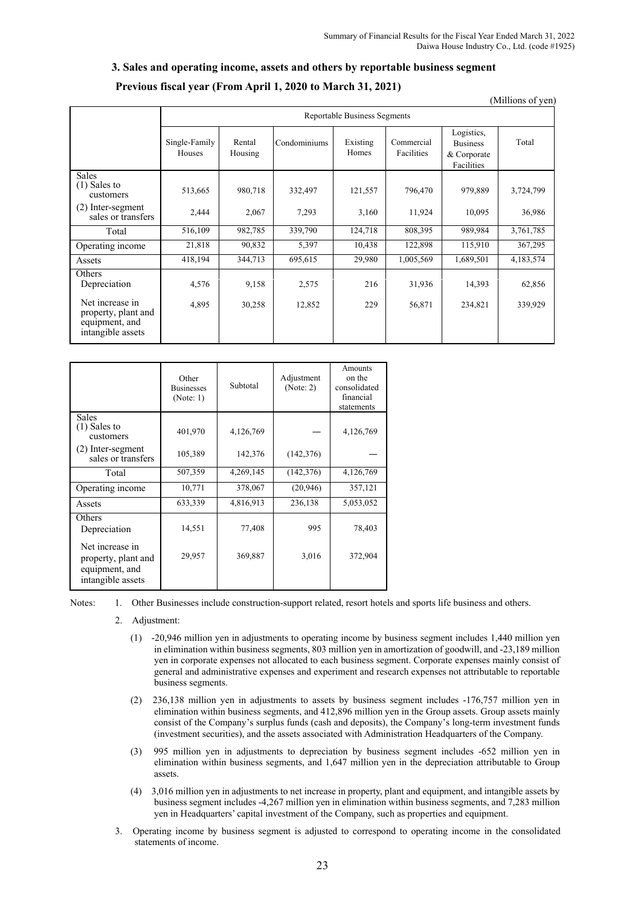### 3. Sales and operating income, assets and others by reportable business segment

#### Previous fiscal year (From April 1, 2020 to March 31, 2021)

(Millions of yen)

| | Reportable Business Segments | | | | | | |
|---|---|---|---|---|---|---|---|
| | Single-Family Houses | Rental Housing | Condominiums | Existing Homes | Commercial Facilities | Logistics, Business & Corporate Facilities | Total |
| Sales | | | | | | | |
| (1) Sales to customers | 513,665 | 980,718 | 332,497 | 121,557 | 796,470 | 979,889 | 3,724,799 |
| (2) Inter-segment sales or transfers | 2,444 | 2,067 | 7,293 | 3,160 | 11,924 | 10,095 | 36,986 |
| Total | 516,109 | 982,785 | 339,790 | 124,718 | 808,395 | 989,984 | 3,761,785 |
| Operating income | 21,818 | 90,832 | 5,397 | 10,438 | 122,898 | 115,910 | 367,295 |
| Assets | 418,194 | 344,713 | 695,615 | 29,980 | 1,005,569 | 1,689,501 | 4,183,574 |
| Others | | | | | | | |
| Depreciation | 4,576 | 9,158 | 2,575 | 216 | 31,936 | 14,393 | 62,856 |
| Net increase in property, plant and equipment, and intangible assets | 4,895 | 30,258 | 12,852 | 229 | 56,871 | 234,821 | 339,929 |

| | Other Businesses (Note: 1) | Subtotal | Adjustment (Note: 2) | Amounts on the consolidated financial statements |
|---|---|---|---|---|
| Sales | | | | |
| (1) Sales to customers | 401,970 | 4,126,769 | — | 4,126,769 |
| (2) Inter-segment sales or transfers | 105,389 | 142,376 | (142,376) | — |
| Total | 507,359 | 4,269,145 | (142,376) | 4,126,769 |
| Operating income | 10,771 | 378,067 | (20,946) | 357,121 |
| Assets | 633,339 | 4,816,913 | 236,138 | 5,053,052 |
| Others | | | | |
| Depreciation | 14,551 | 77,408 | 995 | 78,403 |
| Net increase in property, plant and equipment, and intangible assets | 29,957 | 369,887 | 3,016 | 372,904 |

Notes:
1. Other Businesses include construction-support related, resort hotels and sports life business and others.
2. Adjustment:
   (1) -20,946 million yen in adjustments to operating income by business segment includes 1,440 million yen in elimination within business segments, 803 million yen in amortization of goodwill, and -23,189 million yen in corporate expenses not allocated to each business segment. Corporate expenses mainly consist of general and administrative expenses and experiment and research expenses not attributable to reportable business segments.
   (2) 236,138 million yen in adjustments to assets by business segment includes -176,757 million yen in elimination within business segments, and 412,896 million yen in the Group assets. Group assets mainly consist of the Company's surplus funds (cash and deposits), the Company's long-term investment funds (investment securities), and the assets associated with Administration Headquarters of the Company.
   (3) 995 million yen in adjustments to depreciation by business segment includes -652 million yen in elimination within business segments, and 1,647 million yen in the depreciation attributable to Group assets.
   (4) 3,016 million yen in adjustments to net increase in property, plant and equipment, and intangible assets by business segment includes -4,267 million yen in elimination within business segments, and 7,283 million yen in Headquarters' capital investment of the Company, such as properties and equipment.
3. Operating income by business segment is adjusted to correspond to operating income in the consolidated statements of income.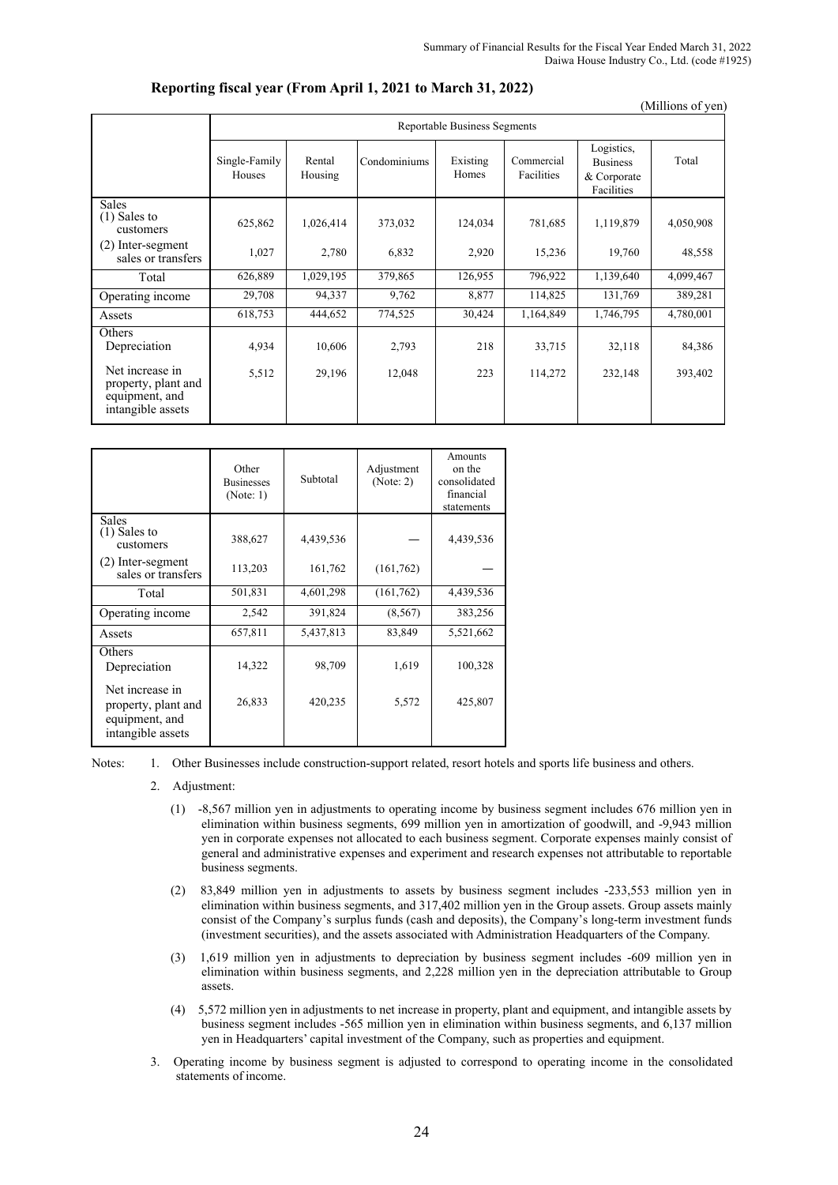## Reporting fiscal year (From April 1, 2021 to March 31, 2022)

(Millions of yen)

| | Reportable Business Segments | | | | | | |
|---|---|---|---|---|---|---|---|
| | Single-Family Houses | Rental Housing | Condominiums | Existing Homes | Commercial Facilities | Logistics, Business & Corporate Facilities | Total |
| Sales<br>(1) Sales to customers | 625,862 | 1,026,414 | 373,032 | 124,034 | 781,685 | 1,119,879 | 4,050,908 |
| (2) Inter-segment sales or transfers | 1,027 | 2,780 | 6,832 | 2,920 | 15,236 | 19,760 | 48,558 |
| Total | 626,889 | 1,029,195 | 379,865 | 126,955 | 796,922 | 1,139,640 | 4,099,467 |
| Operating income | 29,708 | 94,337 | 9,762 | 8,877 | 114,825 | 131,769 | 389,281 |
| Assets | 618,753 | 444,652 | 774,525 | 30,424 | 1,164,849 | 1,746,795 | 4,780,001 |
| Others<br>Depreciation | 4,934 | 10,606 | 2,793 | 218 | 33,715 | 32,118 | 84,386 |
| Net increase in property, plant and equipment, and intangible assets | 5,512 | 29,196 | 12,048 | 223 | 114,272 | 232,148 | 393,402 |

| | Other Businesses (Note: 1) | Subtotal | Adjustment (Note: 2) | Amounts on the consolidated financial statements |
|---|---|---|---|---|
| Sales<br>(1) Sales to customers | 388,627 | 4,439,536 | — | 4,439,536 |
| (2) Inter-segment sales or transfers | 113,203 | 161,762 | (161,762) | — |
| Total | 501,831 | 4,601,298 | (161,762) | 4,439,536 |
| Operating income | 2,542 | 391,824 | (8,567) | 383,256 |
| Assets | 657,811 | 5,437,813 | 83,849 | 5,521,662 |
| Others<br>Depreciation | 14,322 | 98,709 | 1,619 | 100,328 |
| Net increase in property, plant and equipment, and intangible assets | 26,833 | 420,235 | 5,572 | 425,807 |

Notes:

1. Other Businesses include construction-support related, resort hotels and sports life business and others.
2. Adjustment:
   (1) -8,567 million yen in adjustments to operating income by business segment includes 676 million yen in elimination within business segments, 699 million yen in amortization of goodwill, and -9,943 million yen in corporate expenses not allocated to each business segment. Corporate expenses mainly consist of general and administrative expenses and experiment and research expenses not attributable to reportable business segments.

   (2) 83,849 million yen in adjustments to assets by business segment includes -233,553 million yen in elimination within business segments, and 317,402 million yen in the Group assets. Group assets mainly consist of the Company's surplus funds (cash and deposits), the Company's long-term investment funds (investment securities), and the assets associated with Administration Headquarters of the Company.

   (3) 1,619 million yen in adjustments to depreciation by business segment includes -609 million yen in elimination within business segments, and 2,228 million yen in the depreciation attributable to Group assets.

   (4) 5,572 million yen in adjustments to net increase in property, plant and equipment, and intangible assets by business segment includes -565 million yen in elimination within business segments, and 6,137 million yen in Headquarters' capital investment of the Company, such as properties and equipment.
3. Operating income by business segment is adjusted to correspond to operating income in the consolidated statements of income.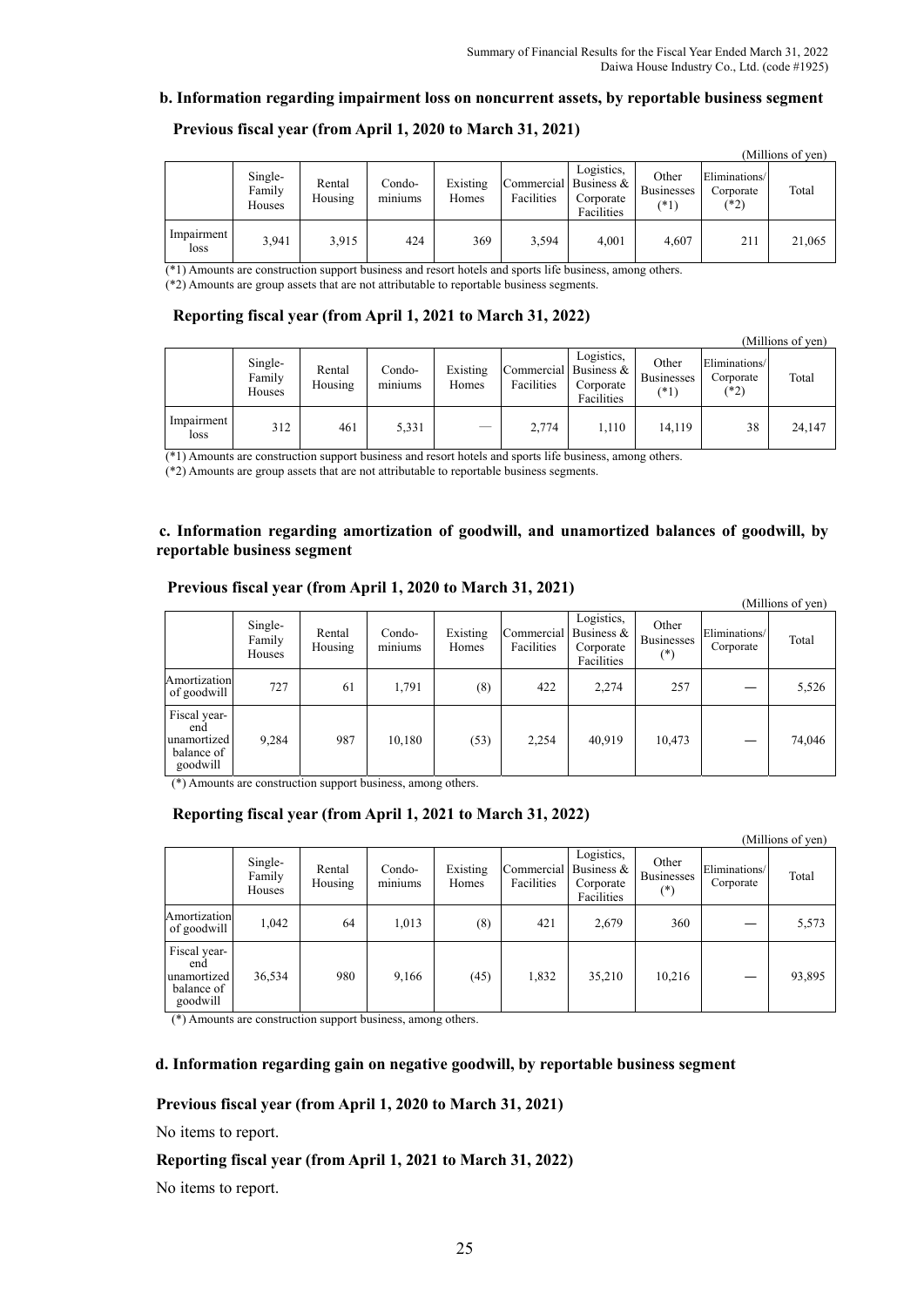### b. Information regarding impairment loss on noncurrent assets, by reportable business segment

**Previous fiscal year (from April 1, 2020 to March 31, 2021)**

(Millions of yen)

| | Single-Family Houses | Rental Housing | Condo-miniums | Existing Homes | Commercial Facilities | Logistics, Business & Corporate Facilities | Other Businesses (*1) | Eliminations/ Corporate (*2) | Total |
|---|---|---|---|---|---|---|---|---|---|
| Impairment loss | 3,941 | 3,915 | 424 | 369 | 3,594 | 4,001 | 4,607 | 211 | 21,065 |

(*1) Amounts are construction support business and resort hotels and sports life business, among others.
(*2) Amounts are group assets that are not attributable to reportable business segments.

**Reporting fiscal year (from April 1, 2021 to March 31, 2022)**

(Millions of yen)

| | Single-Family Houses | Rental Housing | Condo-miniums | Existing Homes | Commercial Facilities | Logistics, Business & Corporate Facilities | Other Businesses (*1) | Eliminations/ Corporate (*2) | Total |
|---|---|---|---|---|---|---|---|---|---|
| Impairment loss | 312 | 461 | 5,331 | — | 2,774 | 1,110 | 14,119 | 38 | 24,147 |

(*1) Amounts are construction support business and resort hotels and sports life business, among others.
(*2) Amounts are group assets that are not attributable to reportable business segments.

### c. Information regarding amortization of goodwill, and unamortized balances of goodwill, by reportable business segment

**Previous fiscal year (from April 1, 2020 to March 31, 2021)**

(Millions of yen)

| | Single-Family Houses | Rental Housing | Condo-miniums | Existing Homes | Commercial Facilities | Logistics, Business & Corporate Facilities | Other Businesses (*) | Eliminations/ Corporate | Total |
|---|---|---|---|---|---|---|---|---|---|
| Amortization of goodwill | 727 | 61 | 1,791 | (8) | 422 | 2,274 | 257 | — | 5,526 |
| Fiscal year-end unamortized balance of goodwill | 9,284 | 987 | 10,180 | (53) | 2,254 | 40,919 | 10,473 | — | 74,046 |

(*) Amounts are construction support business, among others.

**Reporting fiscal year (from April 1, 2021 to March 31, 2022)**

(Millions of yen)

| | Single-Family Houses | Rental Housing | Condo-miniums | Existing Homes | Commercial Facilities | Logistics, Business & Corporate Facilities | Other Businesses (*) | Eliminations/ Corporate | Total |
|---|---|---|---|---|---|---|---|---|---|
| Amortization of goodwill | 1,042 | 64 | 1,013 | (8) | 421 | 2,679 | 360 | — | 5,573 |
| Fiscal year-end unamortized balance of goodwill | 36,534 | 980 | 9,166 | (45) | 1,832 | 35,210 | 10,216 | — | 93,895 |

(*) Amounts are construction support business, among others.

### d. Information regarding gain on negative goodwill, by reportable business segment

**Previous fiscal year (from April 1, 2020 to March 31, 2021)**

No items to report.

**Reporting fiscal year (from April 1, 2021 to March 31, 2022)**

No items to report.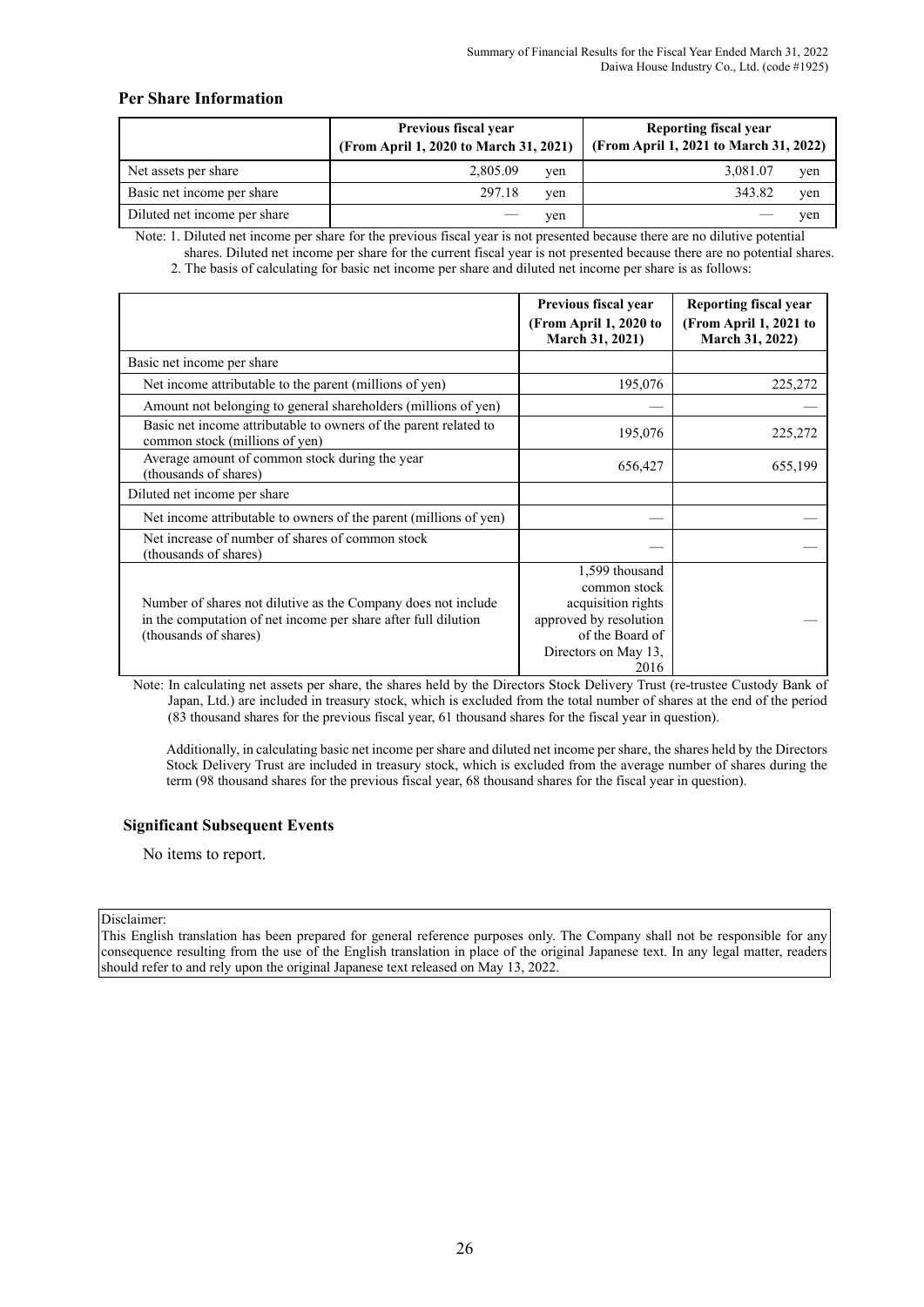## Per Share Information

| | Previous fiscal year (From April 1, 2020 to March 31, 2021) | Reporting fiscal year (From April 1, 2021 to March 31, 2022) |
|---|---|---|
| Net assets per share | 2,805.09 yen | 3,081.07 yen |
| Basic net income per share | 297.18 yen | 343.82 yen |
| Diluted net income per share | — yen | — yen |

Note: 1. Diluted net income per share for the previous fiscal year is not presented because there are no dilutive potential shares. Diluted net income per share for the current fiscal year is not presented because there are no potential shares.

2. The basis of calculating for basic net income per share and diluted net income per share is as follows:

| | Previous fiscal year (From April 1, 2020 to March 31, 2021) | Reporting fiscal year (From April 1, 2021 to March 31, 2022) |
|---|---|---|
| Basic net income per share | | |
| Net income attributable to the parent (millions of yen) | 195,076 | 225,272 |
| Amount not belonging to general shareholders (millions of yen) | — | — |
| Basic net income attributable to owners of the parent related to common stock (millions of yen) | 195,076 | 225,272 |
| Average amount of common stock during the year (thousands of shares) | 656,427 | 655,199 |
| Diluted net income per share | | |
| Net income attributable to owners of the parent (millions of yen) | — | — |
| Net increase of number of shares of common stock (thousands of shares) | — | — |
| Number of shares not dilutive as the Company does not include in the computation of net income per share after full dilution (thousands of shares) | 1,599 thousand common stock acquisition rights approved by resolution of the Board of Directors on May 13, 2016 | — |

Note: In calculating net assets per share, the shares held by the Directors Stock Delivery Trust (re-trustee Custody Bank of Japan, Ltd.) are included in treasury stock, which is excluded from the total number of shares at the end of the period (83 thousand shares for the previous fiscal year, 61 thousand shares for the fiscal year in question).

Additionally, in calculating basic net income per share and diluted net income per share, the shares held by the Directors Stock Delivery Trust are included in treasury stock, which is excluded from the average number of shares during the term (98 thousand shares for the previous fiscal year, 68 thousand shares for the fiscal year in question).

## Significant Subsequent Events

No items to report.

Disclaimer:
This English translation has been prepared for general reference purposes only. The Company shall not be responsible for any consequence resulting from the use of the English translation in place of the original Japanese text. In any legal matter, readers should refer to and rely upon the original Japanese text released on May 13, 2022.